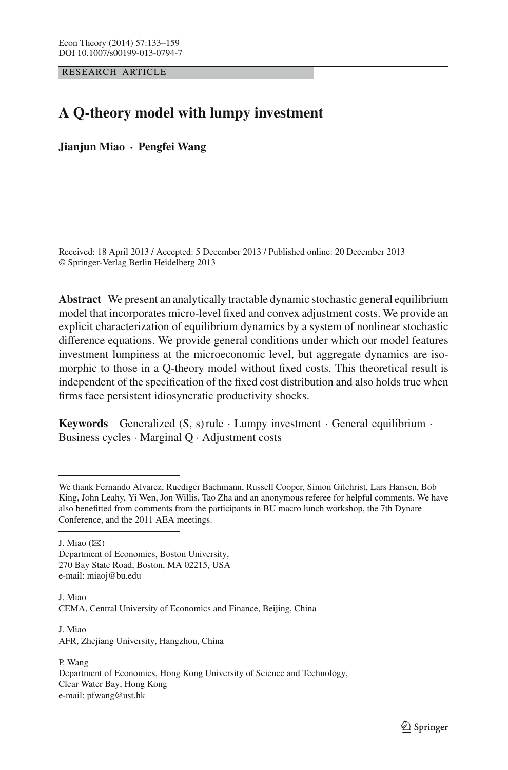RESEARCH ARTICLE

# A Q-theory model with lumpy investment

**Jianjun Miao · Pengfei Wang**

Received: 18 April 2013 / Accepted: 5 December 2013 / Published online: 20 December 2013
© Springer-Verlag Berlin Heidelberg 2013

**Abstract** We present an analytically tractable dynamic stochastic general equilibrium model that incorporates micro-level fixed and convex adjustment costs. We provide an explicit characterization of equilibrium dynamics by a system of nonlinear stochastic difference equations. We provide general conditions under which our model features investment lumpiness at the microeconomic level, but aggregate dynamics are isomorphic to those in a Q-theory model without fixed costs. This theoretical result is independent of the specification of the fixed cost distribution and also holds true when firms face persistent idiosyncratic productivity shocks.

**Keywords** Generalized (S, s) rule · Lumpy investment · General equilibrium · Business cycles · Marginal Q · Adjustment costs

---

We thank Fernando Alvarez, Ruediger Bachmann, Russell Cooper, Simon Gilchrist, Lars Hansen, Bob King, John Leahy, Yi Wen, Jon Willis, Tao Zha and an anonymous referee for helpful comments. We have also benefitted from comments from the participants in BU macro lunch workshop, the 7th Dynare Conference, and the 2011 AEA meetings.

---

J. Miao (✉)
Department of Economics, Boston University,
270 Bay State Road, Boston, MA 02215, USA
e-mail: miaoj@bu.edu

J. Miao
CEMA, Central University of Economics and Finance, Beijing, China

J. Miao
AFR, Zhejiang University, Hangzhou, China

P. Wang
Department of Economics, Hong Kong University of Science and Technology,
Clear Water Bay, Hong Kong
e-mail: pfwang@ust.hk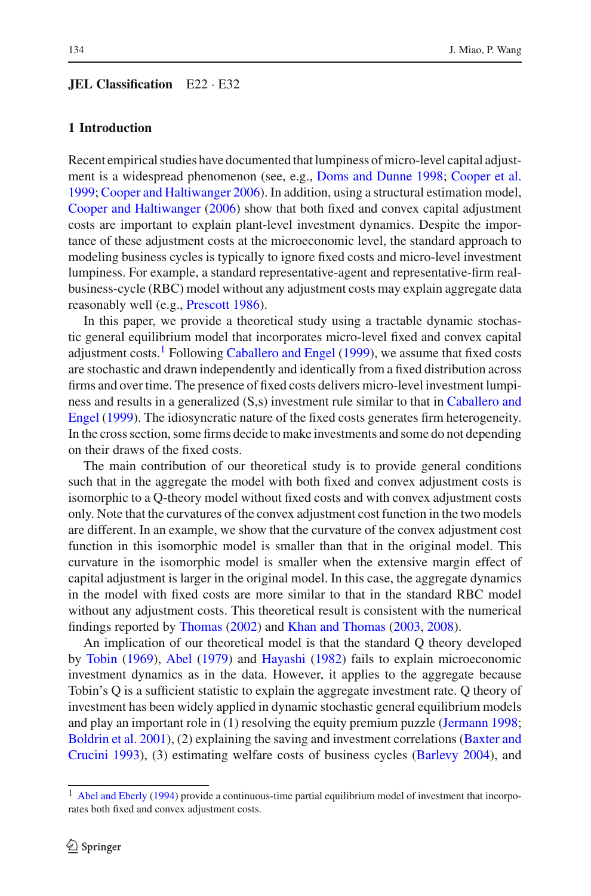**JEL Classification** E22 · E32

## 1 Introduction

Recent empirical studies have documented that lumpiness of micro-level capital adjustment is a widespread phenomenon (see, e.g., Doms and Dunne 1998; Cooper et al. 1999; Cooper and Haltiwanger 2006). In addition, using a structural estimation model, Cooper and Haltiwanger (2006) show that both fixed and convex capital adjustment costs are important to explain plant-level investment dynamics. Despite the importance of these adjustment costs at the microeconomic level, the standard approach to modeling business cycles is typically to ignore fixed costs and micro-level investment lumpiness. For example, a standard representative-agent and representative-firm real-business-cycle (RBC) model without any adjustment costs may explain aggregate data reasonably well (e.g., Prescott 1986).

In this paper, we provide a theoretical study using a tractable dynamic stochastic general equilibrium model that incorporates micro-level fixed and convex capital adjustment costs.[1] Following Caballero and Engel (1999), we assume that fixed costs are stochastic and drawn independently and identically from a fixed distribution across firms and over time. The presence of fixed costs delivers micro-level investment lumpiness and results in a generalized (S,s) investment rule similar to that in Caballero and Engel (1999). The idiosyncratic nature of the fixed costs generates firm heterogeneity. In the cross section, some firms decide to make investments and some do not depending on their draws of the fixed costs.

The main contribution of our theoretical study is to provide general conditions such that in the aggregate the model with both fixed and convex adjustment costs is isomorphic to a Q-theory model without fixed costs and with convex adjustment costs only. Note that the curvatures of the convex adjustment cost function in the two models are different. In an example, we show that the curvature of the convex adjustment cost function in this isomorphic model is smaller than that in the original model. This curvature in the isomorphic model is smaller when the extensive margin effect of capital adjustment is larger in the original model. In this case, the aggregate dynamics in the model with fixed costs are more similar to that in the standard RBC model without any adjustment costs. This theoretical result is consistent with the numerical findings reported by Thomas (2002) and Khan and Thomas (2003, 2008).

An implication of our theoretical model is that the standard Q theory developed by Tobin (1969), Abel (1979) and Hayashi (1982) fails to explain microeconomic investment dynamics as in the data. However, it applies to the aggregate because Tobin's Q is a sufficient statistic to explain the aggregate investment rate. Q theory of investment has been widely applied in dynamic stochastic general equilibrium models and play an important role in (1) resolving the equity premium puzzle (Jermann 1998; Boldrin et al. 2001), (2) explaining the saving and investment correlations (Baxter and Crucini 1993), (3) estimating welfare costs of business cycles (Barlevy 2004), and

[1] Abel and Eberly (1994) provide a continuous-time partial equilibrium model of investment that incorporates both fixed and convex adjustment costs.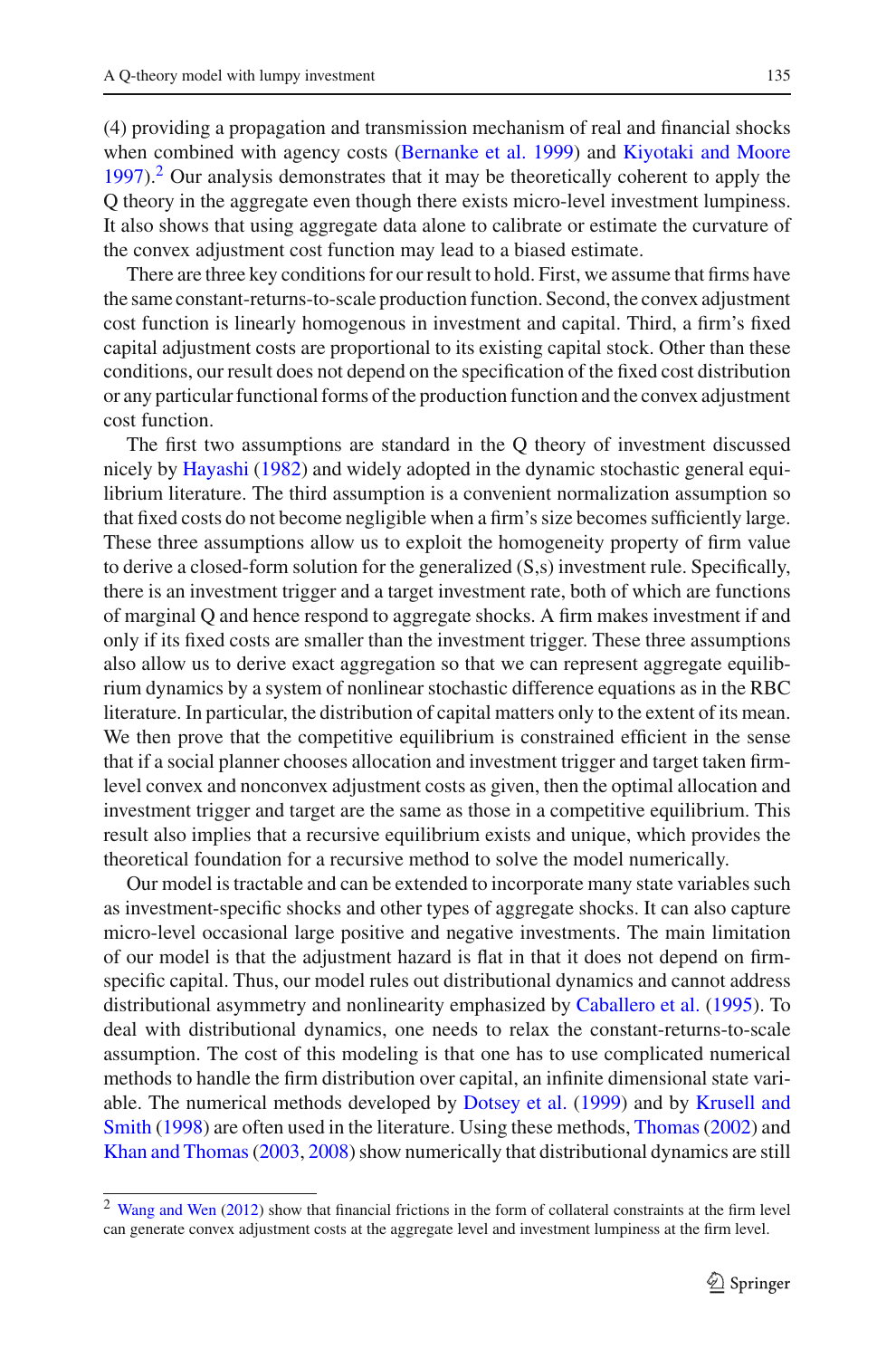(4) providing a propagation and transmission mechanism of real and financial shocks when combined with agency costs (Bernanke et al. 1999) and Kiyotaki and Moore 1997).[2] Our analysis demonstrates that it may be theoretically coherent to apply the Q theory in the aggregate even though there exists micro-level investment lumpiness. It also shows that using aggregate data alone to calibrate or estimate the curvature of the convex adjustment cost function may lead to a biased estimate.

There are three key conditions for our result to hold. First, we assume that firms have the same constant-returns-to-scale production function. Second, the convex adjustment cost function is linearly homogenous in investment and capital. Third, a firm's fixed capital adjustment costs are proportional to its existing capital stock. Other than these conditions, our result does not depend on the specification of the fixed cost distribution or any particular functional forms of the production function and the convex adjustment cost function.

The first two assumptions are standard in the Q theory of investment discussed nicely by Hayashi (1982) and widely adopted in the dynamic stochastic general equilibrium literature. The third assumption is a convenient normalization assumption so that fixed costs do not become negligible when a firm's size becomes sufficiently large. These three assumptions allow us to exploit the homogeneity property of firm value to derive a closed-form solution for the generalized (S,s) investment rule. Specifically, there is an investment trigger and a target investment rate, both of which are functions of marginal Q and hence respond to aggregate shocks. A firm makes investment if and only if its fixed costs are smaller than the investment trigger. These three assumptions also allow us to derive exact aggregation so that we can represent aggregate equilibrium dynamics by a system of nonlinear stochastic difference equations as in the RBC literature. In particular, the distribution of capital matters only to the extent of its mean. We then prove that the competitive equilibrium is constrained efficient in the sense that if a social planner chooses allocation and investment trigger and target taken firm-level convex and nonconvex adjustment costs as given, then the optimal allocation and investment trigger and target are the same as those in a competitive equilibrium. This result also implies that a recursive equilibrium exists and unique, which provides the theoretical foundation for a recursive method to solve the model numerically.

Our model is tractable and can be extended to incorporate many state variables such as investment-specific shocks and other types of aggregate shocks. It can also capture micro-level occasional large positive and negative investments. The main limitation of our model is that the adjustment hazard is flat in that it does not depend on firm-specific capital. Thus, our model rules out distributional dynamics and cannot address distributional asymmetry and nonlinearity emphasized by Caballero et al. (1995). To deal with distributional dynamics, one needs to relax the constant-returns-to-scale assumption. The cost of this modeling is that one has to use complicated numerical methods to handle the firm distribution over capital, an infinite dimensional state variable. The numerical methods developed by Dotsey et al. (1999) and by Krusell and Smith (1998) are often used in the literature. Using these methods, Thomas (2002) and Khan and Thomas (2003, 2008) show numerically that distributional dynamics are still

[2] Wang and Wen (2012) show that financial frictions in the form of collateral constraints at the firm level can generate convex adjustment costs at the aggregate level and investment lumpiness at the firm level.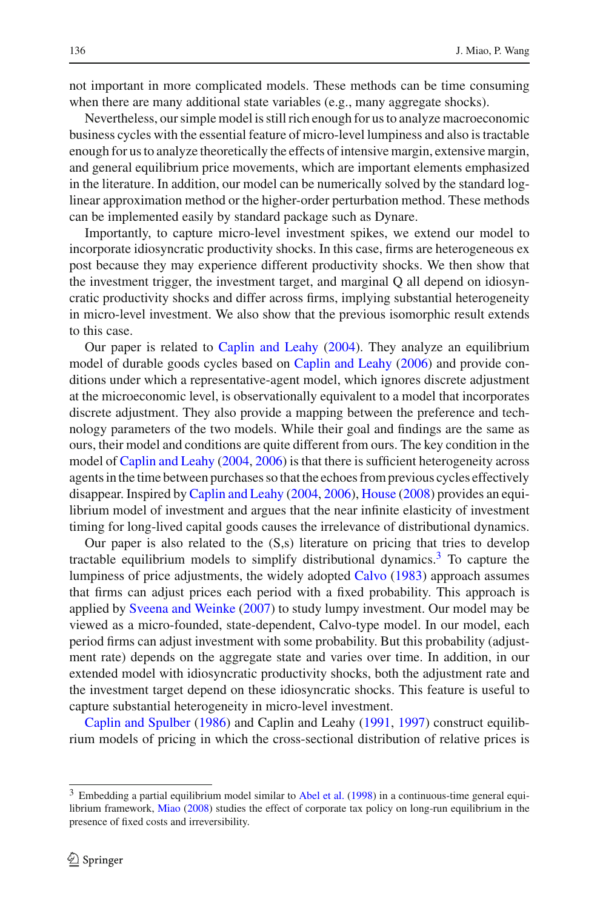not important in more complicated models. These methods can be time consuming when there are many additional state variables (e.g., many aggregate shocks).

Nevertheless, our simple model is still rich enough for us to analyze macroeconomic business cycles with the essential feature of micro-level lumpiness and also is tractable enough for us to analyze theoretically the effects of intensive margin, extensive margin, and general equilibrium price movements, which are important elements emphasized in the literature. In addition, our model can be numerically solved by the standard log-linear approximation method or the higher-order perturbation method. These methods can be implemented easily by standard package such as Dynare.

Importantly, to capture micro-level investment spikes, we extend our model to incorporate idiosyncratic productivity shocks. In this case, firms are heterogeneous ex post because they may experience different productivity shocks. We then show that the investment trigger, the investment target, and marginal Q all depend on idiosyncratic productivity shocks and differ across firms, implying substantial heterogeneity in micro-level investment. We also show that the previous isomorphic result extends to this case.

Our paper is related to Caplin and Leahy (2004). They analyze an equilibrium model of durable goods cycles based on Caplin and Leahy (2006) and provide conditions under which a representative-agent model, which ignores discrete adjustment at the microeconomic level, is observationally equivalent to a model that incorporates discrete adjustment. They also provide a mapping between the preference and technology parameters of the two models. While their goal and findings are the same as ours, their model and conditions are quite different from ours. The key condition in the model of Caplin and Leahy (2004, 2006) is that there is sufficient heterogeneity across agents in the time between purchases so that the echoes from previous cycles effectively disappear. Inspired by Caplin and Leahy (2004, 2006), House (2008) provides an equilibrium model of investment and argues that the near infinite elasticity of investment timing for long-lived capital goods causes the irrelevance of distributional dynamics.

Our paper is also related to the (S,s) literature on pricing that tries to develop tractable equilibrium models to simplify distributional dynamics.[3] To capture the lumpiness of price adjustments, the widely adopted Calvo (1983) approach assumes that firms can adjust prices each period with a fixed probability. This approach is applied by Sveena and Weinke (2007) to study lumpy investment. Our model may be viewed as a micro-founded, state-dependent, Calvo-type model. In our model, each period firms can adjust investment with some probability. But this probability (adjustment rate) depends on the aggregate state and varies over time. In addition, in our extended model with idiosyncratic productivity shocks, both the adjustment rate and the investment target depend on these idiosyncratic shocks. This feature is useful to capture substantial heterogeneity in micro-level investment.

Caplin and Spulber (1986) and Caplin and Leahy (1991, 1997) construct equilibrium models of pricing in which the cross-sectional distribution of relative prices is

[3] Embedding a partial equilibrium model similar to Abel et al. (1998) in a continuous-time general equilibrium framework, Miao (2008) studies the effect of corporate tax policy on long-run equilibrium in the presence of fixed costs and irreversibility.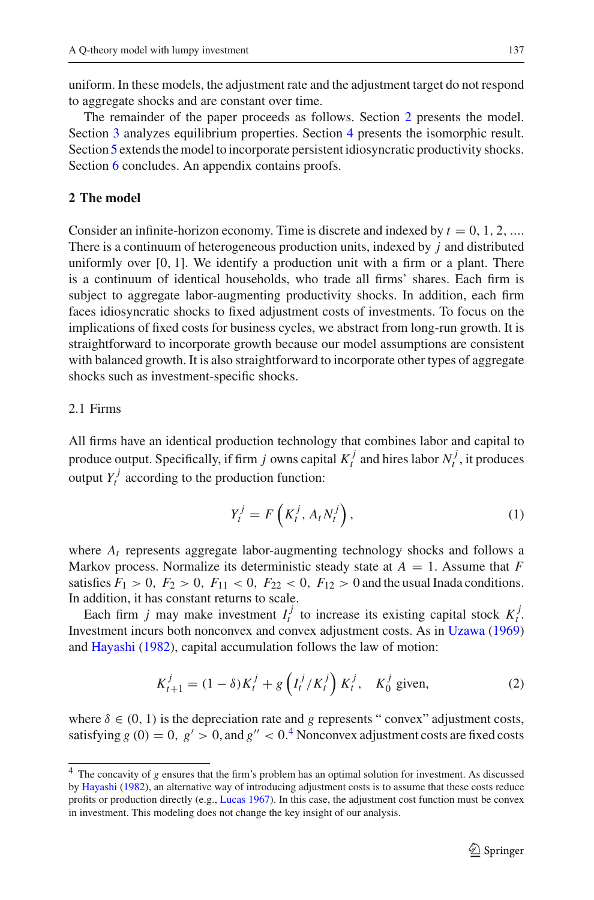uniform. In these models, the adjustment rate and the adjustment target do not respond to aggregate shocks and are constant over time.

The remainder of the paper proceeds as follows. Section 2 presents the model. Section 3 analyzes equilibrium properties. Section 4 presents the isomorphic result. Section 5 extends the model to incorporate persistent idiosyncratic productivity shocks. Section 6 concludes. An appendix contains proofs.

## 2 The model

Consider an infinite-horizon economy. Time is discrete and indexed by $t = 0, 1, 2, \ldots$. There is a continuum of heterogeneous production units, indexed by $j$ and distributed uniformly over $[0, 1]$. We identify a production unit with a firm or a plant. There is a continuum of identical households, who trade all firms' shares. Each firm is subject to aggregate labor-augmenting productivity shocks. In addition, each firm faces idiosyncratic shocks to fixed adjustment costs of investments. To focus on the implications of fixed costs for business cycles, we abstract from long-run growth. It is straightforward to incorporate growth because our model assumptions are consistent with balanced growth. It is also straightforward to incorporate other types of aggregate shocks such as investment-specific shocks.

### 2.1 Firms

All firms have an identical production technology that combines labor and capital to produce output. Specifically, if firm $j$ owns capital $K_t^j$ and hires labor $N_t^j$, it produces output $Y_t^j$ according to the production function:

$$Y_t^j = F\left(K_t^j, A_t N_t^j\right), \tag{1}$$

where $A_t$ represents aggregate labor-augmenting technology shocks and follows a Markov process. Normalize its deterministic steady state at $A = 1$. Assume that $F$ satisfies $F_1 > 0,\ F_2 > 0,\ F_{11} < 0,\ F_{22} < 0,\ F_{12} > 0$ and the usual Inada conditions. In addition, it has constant returns to scale.

Each firm $j$ may make investment $I_t^j$ to increase its existing capital stock $K_t^j$. Investment incurs both nonconvex and convex adjustment costs. As in Uzawa (1969) and Hayashi (1982), capital accumulation follows the law of motion:

$$K_{t+1}^j = (1-\delta)K_t^j + g\left(I_t^j / K_t^j\right) K_t^j, \quad K_0^j \text{ given}, \tag{2}$$

where $\delta \in (0, 1)$ is the depreciation rate and $g$ represents " convex" adjustment costs, satisfying $g(0) = 0,\ g' > 0$, and $g'' < 0$.[4] Nonconvex adjustment costs are fixed costs

[4] The concavity of $g$ ensures that the firm's problem has an optimal solution for investment. As discussed by Hayashi (1982), an alternative way of introducing adjustment costs is to assume that these costs reduce profits or production directly (e.g., Lucas 1967). In this case, the adjustment cost function must be convex in investment. This modeling does not change the key insight of our analysis.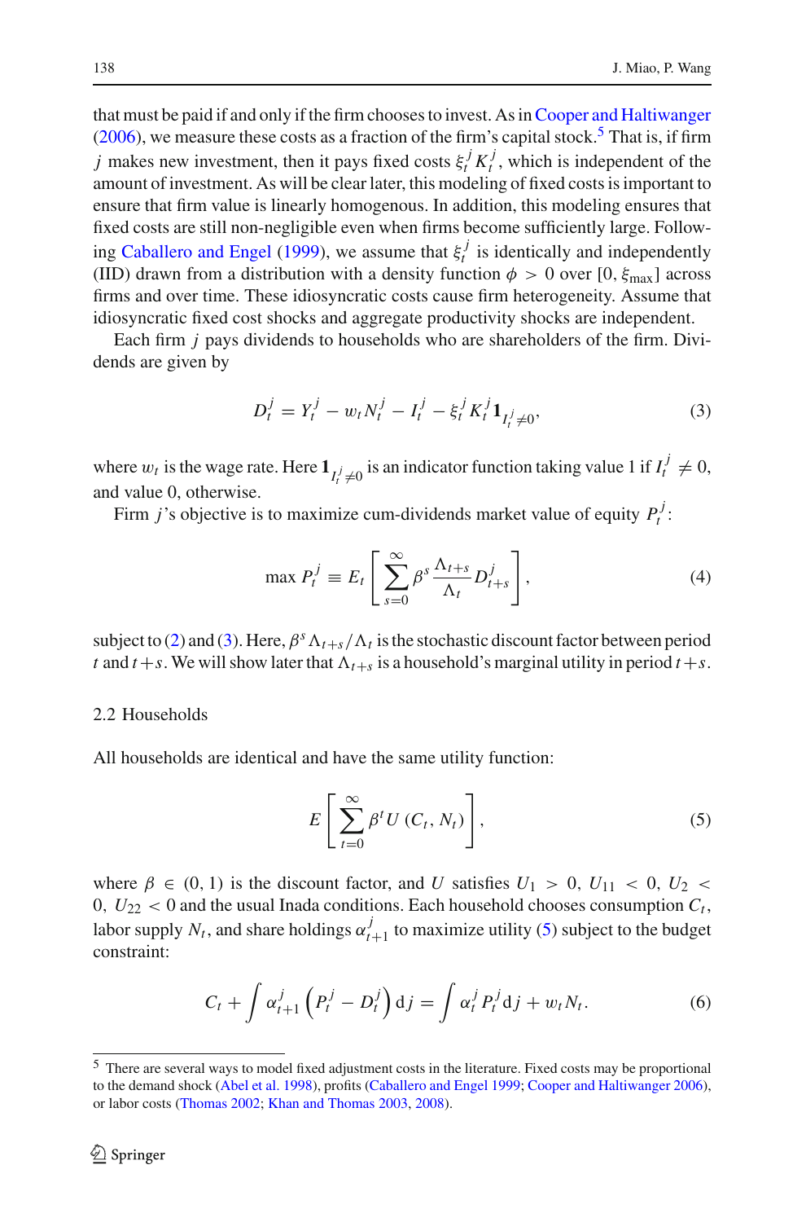that must be paid if and only if the firm chooses to invest. As in Cooper and Haltiwanger (2006), we measure these costs as a fraction of the firm's capital stock.[5] That is, if firm $j$ makes new investment, then it pays fixed costs $\xi_t^j K_t^j$, which is independent of the amount of investment. As will be clear later, this modeling of fixed costs is important to ensure that firm value is linearly homogenous. In addition, this modeling ensures that fixed costs are still non-negligible even when firms become sufficiently large. Following Caballero and Engel (1999), we assume that $\xi_t^j$ is identically and independently (IID) drawn from a distribution with a density function $\phi > 0$ over $[0, \xi_{\max}]$ across firms and over time. These idiosyncratic costs cause firm heterogeneity. Assume that idiosyncratic fixed cost shocks and aggregate productivity shocks are independent.

Each firm $j$ pays dividends to households who are shareholders of the firm. Dividends are given by

$$D_t^j = Y_t^j - w_t N_t^j - I_t^j - \xi_t^j K_t^j \mathbf{1}_{I_t^j \neq 0}, \tag{3}$$

where $w_t$ is the wage rate. Here $\mathbf{1}_{I_t^j \neq 0}$ is an indicator function taking value 1 if $I_t^j \neq 0$, and value 0, otherwise.

Firm $j$'s objective is to maximize cum-dividends market value of equity $P_t^j$:

$$\max P_t^j \equiv E_t \left[ \sum_{s=0}^{\infty} \beta^s \frac{\Lambda_{t+s}}{\Lambda_t} D_{t+s}^j \right], \tag{4}$$

subject to (2) and (3). Here, $\beta^s \Lambda_{t+s}/\Lambda_t$ is the stochastic discount factor between period $t$ and $t+s$. We will show later that $\Lambda_{t+s}$ is a household's marginal utility in period $t+s$.

## 2.2 Households

All households are identical and have the same utility function:

$$E \left[ \sum_{t=0}^{\infty} \beta^t U\left(C_t, N_t\right) \right], \tag{5}$$

where $\beta \in (0, 1)$ is the discount factor, and $U$ satisfies $U_1 > 0$, $U_{11} < 0$, $U_2 < 0$, $U_{22} < 0$ and the usual Inada conditions. Each household chooses consumption $C_t$, labor supply $N_t$, and share holdings $\alpha_{t+1}^j$ to maximize utility (5) subject to the budget constraint:

$$C_t + \int \alpha_{t+1}^j \left( P_t^j - D_t^j \right) \mathrm{d}j = \int \alpha_t^j P_t^j \mathrm{d}j + w_t N_t. \tag{6}$$

[5] There are several ways to model fixed adjustment costs in the literature. Fixed costs may be proportional to the demand shock (Abel et al. 1998), profits (Caballero and Engel 1999; Cooper and Haltiwanger 2006), or labor costs (Thomas 2002; Khan and Thomas 2003, 2008).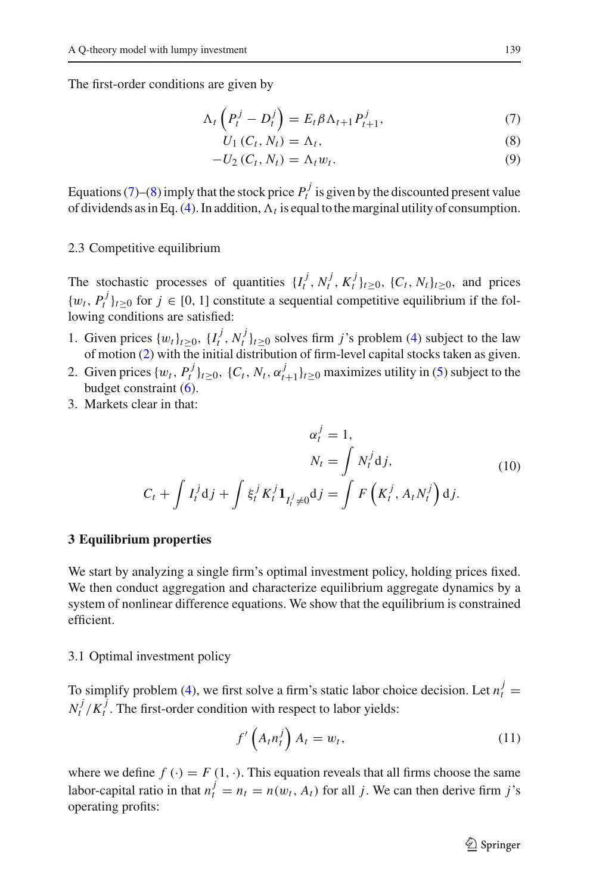The first-order conditions are given by

$$\Lambda_t \left( P_t^j - D_t^j \right) = E_t \beta \Lambda_{t+1} P_{t+1}^j, \tag{7}$$

$$U_1 \left( C_t, N_t \right) = \Lambda_t, \tag{8}$$

$$-U_2 \left( C_t, N_t \right) = \Lambda_t w_t. \tag{9}$$

Equations (7)–(8) imply that the stock price $P_t^j$ is given by the discounted present value of dividends as in Eq. (4). In addition, $\Lambda_t$ is equal to the marginal utility of consumption.

### 2.3 Competitive equilibrium

The stochastic processes of quantities $\{I_t^j, N_t^j, K_t^j\}_{t \geq 0}$, $\{C_t, N_t\}_{t \geq 0}$, and prices $\{w_t, P_t^j\}_{t \geq 0}$ for $j \in [0, 1]$ constitute a sequential competitive equilibrium if the following conditions are satisfied:

1. Given prices $\{w_t\}_{t \geq 0}$, $\{I_t^j, N_t^j\}_{t \geq 0}$ solves firm $j$'s problem (4) subject to the law of motion (2) with the initial distribution of firm-level capital stocks taken as given.
2. Given prices $\{w_t, P_t^j\}_{t \geq 0}$, $\{C_t, N_t, \alpha_{t+1}^j\}_{t \geq 0}$ maximizes utility in (5) subject to the budget constraint (6).
3. Markets clear in that:

$$\begin{aligned} \alpha_t^j &= 1, \\ N_t &= \int N_t^j \mathrm{d}j, \\ C_t + \int I_t^j \mathrm{d}j + \int \xi_t^j K_t^j \mathbf{1}_{I_t^j \neq 0} \mathrm{d}j &= \int F\left(K_t^j, A_t N_t^j\right) \mathrm{d}j. \end{aligned} \tag{10}$$

## 3 Equilibrium properties

We start by analyzing a single firm's optimal investment policy, holding prices fixed. We then conduct aggregation and characterize equilibrium aggregate dynamics by a system of nonlinear difference equations. We show that the equilibrium is constrained efficient.

### 3.1 Optimal investment policy

To simplify problem (4), we first solve a firm's static labor choice decision. Let $n_t^j = N_t^j / K_t^j$. The first-order condition with respect to labor yields:

$$f'\left(A_t n_t^j\right) A_t = w_t, \tag{11}$$

where we define $f(\cdot) = F(1, \cdot)$. This equation reveals that all firms choose the same labor-capital ratio in that $n_t^j = n_t = n(w_t, A_t)$ for all $j$. We can then derive firm $j$'s operating profits: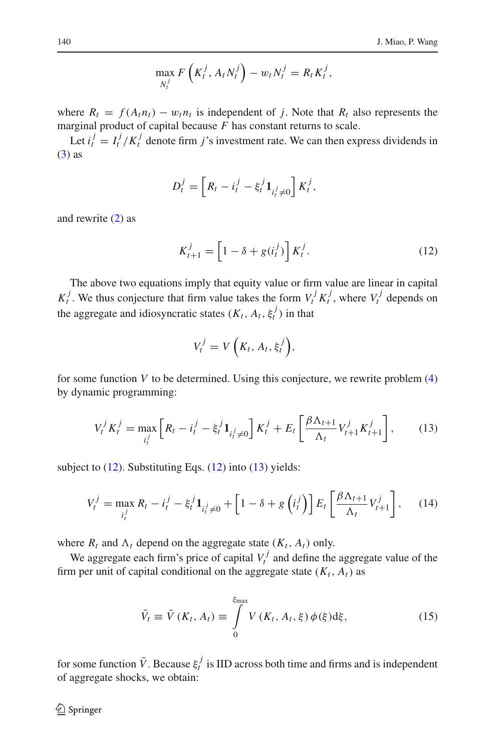$$\max_{N_t^j} F\left(K_t^j, A_t N_t^j\right) - w_t N_t^j = R_t K_t^j,$$

where $R_t = f(A_t n_t) - w_t n_t$ is independent of $j$. Note that $R_t$ also represents the marginal product of capital because $F$ has constant returns to scale.

Let $i_t^j = I_t^j / K_t^j$ denote firm $j$'s investment rate. We can then express dividends in (3) as

$$D_t^j = \left[R_t - i_t^j - \xi_t^j \mathbf{1}_{i_t^j \neq 0}\right] K_t^j,$$

and rewrite (2) as

$$K_{t+1}^j = \left[1 - \delta + g(i_t^j)\right] K_t^j. \tag{12}$$

The above two equations imply that equity value or firm value are linear in capital $K_t^j$. We thus conjecture that firm value takes the form $V_t^j K_t^j$, where $V_t^j$ depends on the aggregate and idiosyncratic states $(K_t, A_t, \xi_t^j)$ in that

$$V_t^j = V\left(K_t, A_t, \xi_t^j\right),$$

for some function $V$ to be determined. Using this conjecture, we rewrite problem (4) by dynamic programming:

$$V_t^j K_t^j = \max_{i_t^j} \left[R_t - i_t^j - \xi_t^j \mathbf{1}_{i_t^j \neq 0}\right] K_t^j + E_t\left[\frac{\beta \Lambda_{t+1}}{\Lambda_t} V_{t+1}^j K_{t+1}^j\right], \tag{13}$$

subject to (12). Substituting Eqs. (12) into (13) yields:

$$V_t^j = \max_{i_t^j} R_t - i_t^j - \xi_t^j \mathbf{1}_{i_t^j \neq 0} + \left[1 - \delta + g\left(i_t^j\right)\right] E_t\left[\frac{\beta \Lambda_{t+1}}{\Lambda_t} V_{t+1}^j\right], \tag{14}$$

where $R_t$ and $\Lambda_t$ depend on the aggregate state $(K_t, A_t)$ only.

We aggregate each firm's price of capital $V_t^j$ and define the aggregate value of the firm per unit of capital conditional on the aggregate state $(K_t, A_t)$ as

$$\bar{V}_t \equiv \bar{V}(K_t, A_t) \equiv \int_0^{\xi_{\max}} V(K_t, A_t, \xi)\, \phi(\xi) \mathrm{d}\xi, \tag{15}$$

for some function $\bar{V}$. Because $\xi_t^j$ is IID across both time and firms and is independent of aggregate shocks, we obtain: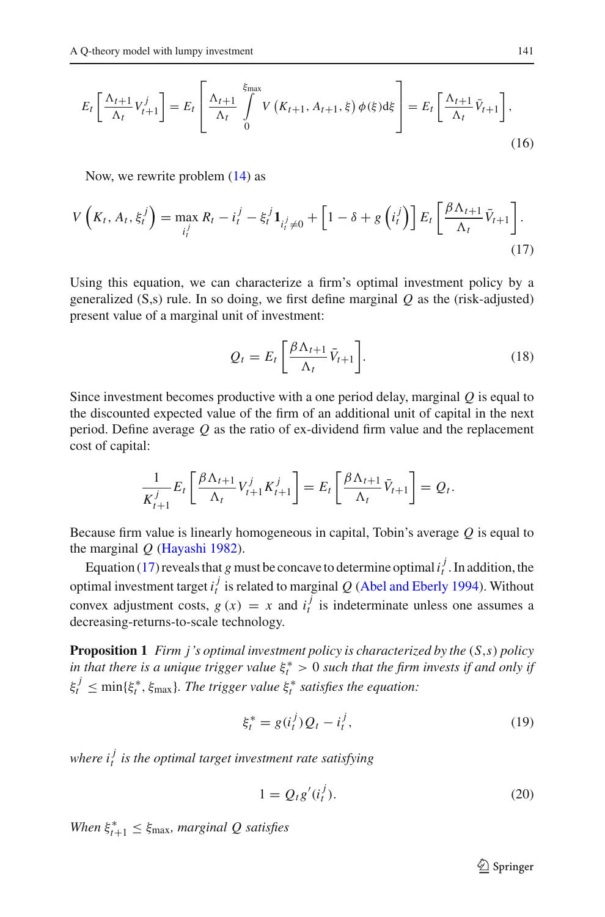$$E_t\left[\frac{\Lambda_{t+1}}{\Lambda_t}V_{t+1}^j\right] = E_t\left[\frac{\Lambda_{t+1}}{\Lambda_t}\int_0^{\xi_{\max}} V\left(K_{t+1}, A_{t+1}, \xi\right)\phi(\xi)\mathrm{d}\xi\right] = E_t\left[\frac{\Lambda_{t+1}}{\Lambda_t}\bar{V}_{t+1}\right], \tag{16}$$

Now, we rewrite problem (14) as

$$V\left(K_t, A_t, \xi_t^j\right) = \max_{i_t^j} R_t - i_t^j - \xi_t^j \mathbf{1}_{i_t^j \neq 0} + \left[1 - \delta + g\left(i_t^j\right)\right] E_t\left[\frac{\beta\Lambda_{t+1}}{\Lambda_t}\bar{V}_{t+1}\right]. \tag{17}$$

Using this equation, we can characterize a firm's optimal investment policy by a generalized (S,s) rule. In so doing, we first define marginal $Q$ as the (risk-adjusted) present value of a marginal unit of investment:

$$Q_t = E_t\left[\frac{\beta\Lambda_{t+1}}{\Lambda_t}\bar{V}_{t+1}\right]. \tag{18}$$

Since investment becomes productive with a one period delay, marginal $Q$ is equal to the discounted expected value of the firm of an additional unit of capital in the next period. Define average $Q$ as the ratio of ex-dividend firm value and the replacement cost of capital:

$$\frac{1}{K_{t+1}^j}E_t\left[\frac{\beta\Lambda_{t+1}}{\Lambda_t}V_{t+1}^j K_{t+1}^j\right] = E_t\left[\frac{\beta\Lambda_{t+1}}{\Lambda_t}\bar{V}_{t+1}\right] = Q_t.$$

Because firm value is linearly homogeneous in capital, Tobin's average $Q$ is equal to the marginal $Q$ (Hayashi 1982).

Equation (17) reveals that $g$ must be concave to determine optimal $i_t^j$. In addition, the optimal investment target $i_t^j$ is related to marginal $Q$ (Abel and Eberly 1994). Without convex adjustment costs, $g(x) = x$ and $i_t^j$ is indeterminate unless one assumes a decreasing-returns-to-scale technology.

**Proposition 1** *Firm $j$'s optimal investment policy is characterized by the $(S,s)$ policy in that there is a unique trigger value $\xi_t^* > 0$ such that the firm invests if and only if $\xi_t^j \leq \min\{\xi_t^*, \xi_{\max}\}$. The trigger value $\xi_t^*$ satisfies the equation:*

$$\xi_t^* = g(i_t^j)Q_t - i_t^j, \tag{19}$$

*where $i_t^j$ is the optimal target investment rate satisfying*

$$1 = Q_t g'(i_t^j). \tag{20}$$

*When $\xi_{t+1}^* \leq \xi_{\max}$, marginal $Q$ satisfies*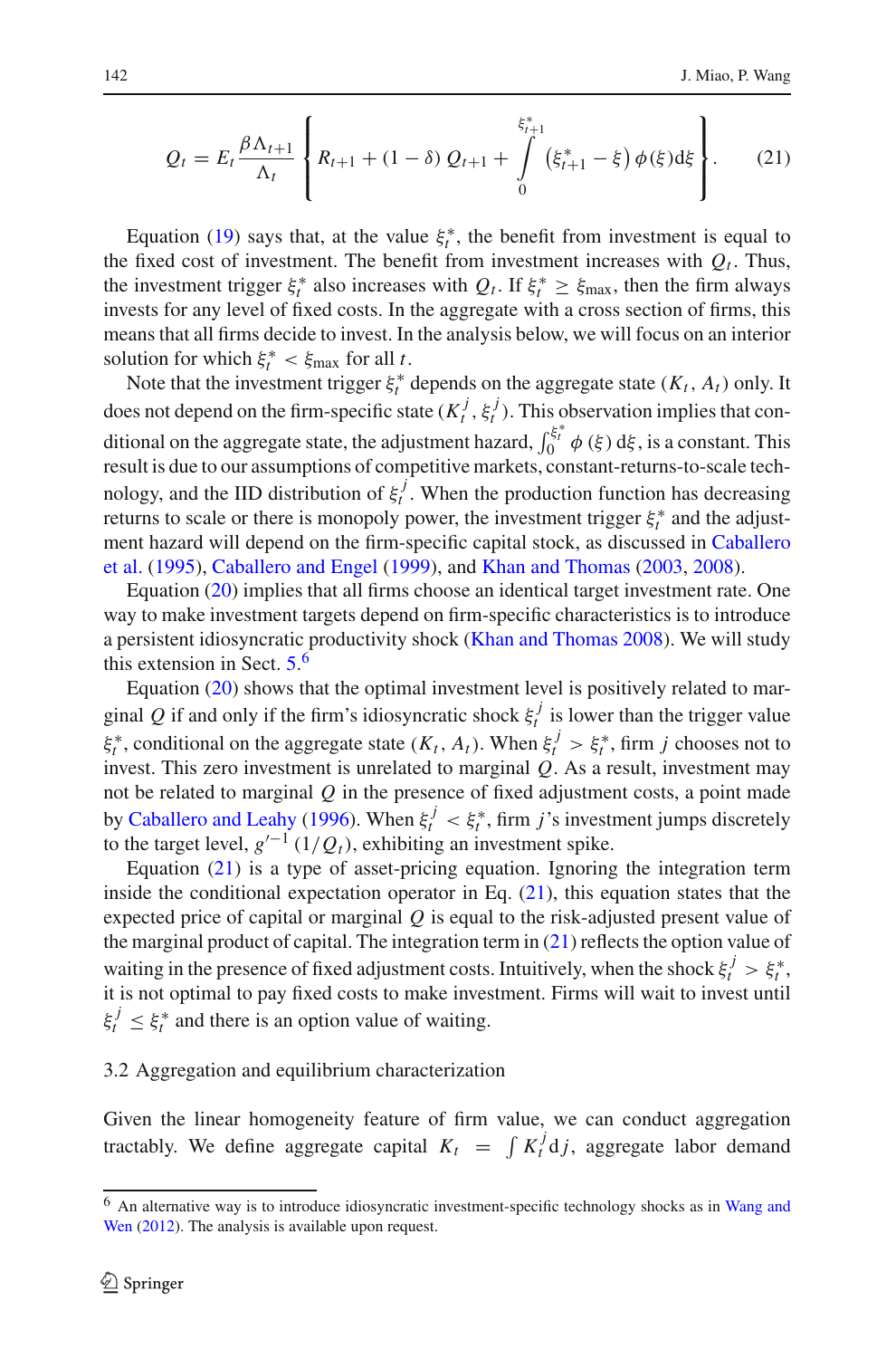$$Q_t = E_t \frac{\beta \Lambda_{t+1}}{\Lambda_t} \left\{ R_{t+1} + (1-\delta) Q_{t+1} + \int_0^{\xi_{t+1}^*} \left(\xi_{t+1}^* - \xi\right) \phi(\xi) \mathrm{d}\xi \right\}. \tag{21}$$

Equation (19) says that, at the value $\xi_t^*$, the benefit from investment is equal to the fixed cost of investment. The benefit from investment increases with $Q_t$. Thus, the investment trigger $\xi_t^*$ also increases with $Q_t$. If $\xi_t^* \geq \xi_{\max}$, then the firm always invests for any level of fixed costs. In the aggregate with a cross section of firms, this means that all firms decide to invest. In the analysis below, we will focus on an interior solution for which $\xi_t^* < \xi_{\max}$ for all $t$.

Note that the investment trigger $\xi_t^*$ depends on the aggregate state $(K_t, A_t)$ only. It does not depend on the firm-specific state $(K_t^j, \xi_t^j)$. This observation implies that conditional on the aggregate state, the adjustment hazard, $\int_0^{\xi_t^*} \phi(\xi)\,\mathrm{d}\xi$, is a constant. This result is due to our assumptions of competitive markets, constant-returns-to-scale technology, and the IID distribution of $\xi_t^j$. When the production function has decreasing returns to scale or there is monopoly power, the investment trigger $\xi_t^*$ and the adjustment hazard will depend on the firm-specific capital stock, as discussed in Caballero et al. (1995), Caballero and Engel (1999), and Khan and Thomas (2003, 2008).

Equation (20) implies that all firms choose an identical target investment rate. One way to make investment targets depend on firm-specific characteristics is to introduce a persistent idiosyncratic productivity shock (Khan and Thomas 2008). We will study this extension in Sect. 5.[6]

Equation (20) shows that the optimal investment level is positively related to marginal $Q$ if and only if the firm's idiosyncratic shock $\xi_t^j$ is lower than the trigger value $\xi_t^*$, conditional on the aggregate state $(K_t, A_t)$. When $\xi_t^j > \xi_t^*$, firm $j$ chooses not to invest. This zero investment is unrelated to marginal $Q$. As a result, investment may not be related to marginal $Q$ in the presence of fixed adjustment costs, a point made by Caballero and Leahy (1996). When $\xi_t^j < \xi_t^*$, firm $j$'s investment jumps discretely to the target level, $g'^{-1}(1/Q_t)$, exhibiting an investment spike.

Equation (21) is a type of asset-pricing equation. Ignoring the integration term inside the conditional expectation operator in Eq. (21), this equation states that the expected price of capital or marginal $Q$ is equal to the risk-adjusted present value of the marginal product of capital. The integration term in (21) reflects the option value of waiting in the presence of fixed adjustment costs. Intuitively, when the shock $\xi_t^j > \xi_t^*$, it is not optimal to pay fixed costs to make investment. Firms will wait to invest until $\xi_t^j \leq \xi_t^*$ and there is an option value of waiting.

### 3.2 Aggregation and equilibrium characterization

Given the linear homogeneity feature of firm value, we can conduct aggregation tractably. We define aggregate capital $K_t = \int K_t^j \mathrm{d}j$, aggregate labor demand

[6] An alternative way is to introduce idiosyncratic investment-specific technology shocks as in Wang and Wen (2012). The analysis is available upon request.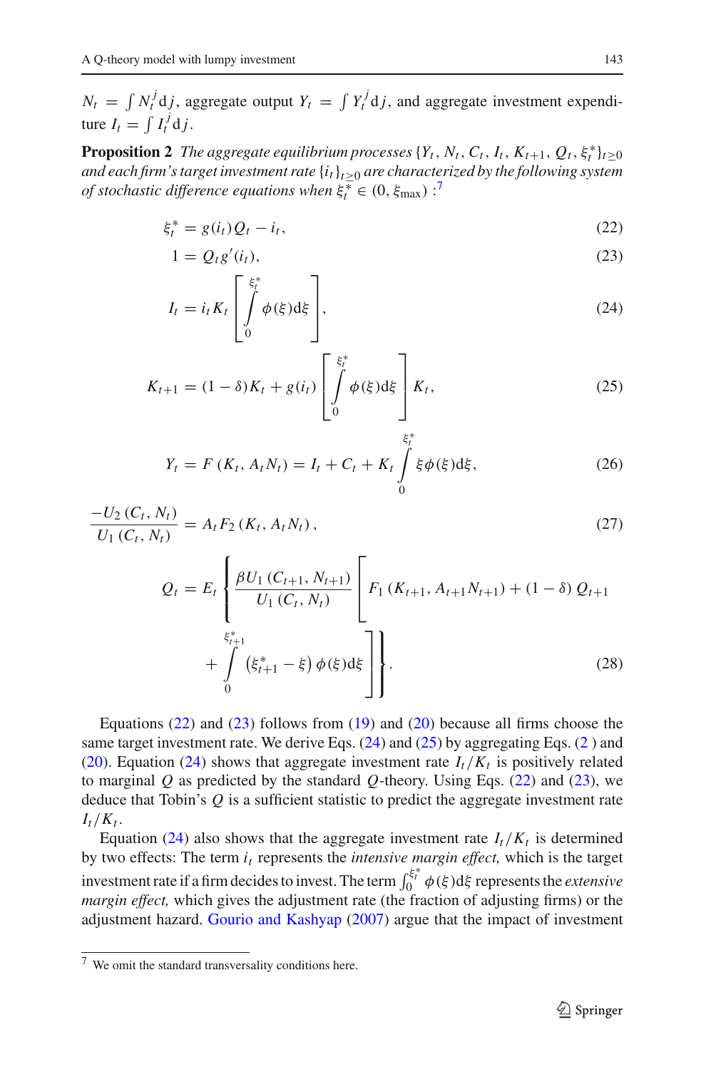$N_t = \int N_t^j \mathrm{d}j$, aggregate output $Y_t = \int Y_t^j \mathrm{d}j$, and aggregate investment expenditure $I_t = \int I_t^j \mathrm{d}j$.

**Proposition 2** *The aggregate equilibrium processes* $\{Y_t, N_t, C_t, I_t, K_{t+1}, Q_t, \xi_t^*\}_{t\geq 0}$ *and each firm's target investment rate* $\{i_t\}_{t\geq 0}$ *are characterized by the following system of stochastic difference equations when* $\xi_t^* \in (0, \xi_{\max})$ *:*[7]

$$\xi_t^* = g(i_t)Q_t - i_t, \tag{22}$$

$$1 = Q_t g'(i_t), \tag{23}$$

$$I_t = i_t K_t \left[ \int_0^{\xi_t^*} \phi(\xi)\mathrm{d}\xi \right], \tag{24}$$

$$K_{t+1} = (1-\delta)K_t + g(i_t) \left[ \int_0^{\xi_t^*} \phi(\xi)\mathrm{d}\xi \right] K_t, \tag{25}$$

$$Y_t = F(K_t, A_t N_t) = I_t + C_t + K_t \int_0^{\xi_t^*} \xi \phi(\xi)\mathrm{d}\xi, \tag{26}$$

$$\frac{-U_2(C_t, N_t)}{U_1(C_t, N_t)} = A_t F_2(K_t, A_t N_t), \tag{27}$$

$$Q_t = E_t \left\{ \frac{\beta U_1(C_{t+1}, N_{t+1})}{U_1(C_t, N_t)} \left[ F_1(K_{t+1}, A_{t+1}N_{t+1}) + (1-\delta) Q_{t+1} + \int_0^{\xi_{t+1}^*} \left(\xi_{t+1}^* - \xi\right) \phi(\xi)\mathrm{d}\xi \right] \right\}. \tag{28}$$

Equations (22) and (23) follows from (19) and (20) because all firms choose the same target investment rate. We derive Eqs. (24) and (25) by aggregating Eqs. (2) and (20). Equation (24) shows that aggregate investment rate $I_t/K_t$ is positively related to marginal $Q$ as predicted by the standard $Q$-theory. Using Eqs. (22) and (23), we deduce that Tobin's $Q$ is a sufficient statistic to predict the aggregate investment rate $I_t/K_t$.

Equation (24) also shows that the aggregate investment rate $I_t/K_t$ is determined by two effects: The term $i_t$ represents the *intensive margin effect,* which is the target investment rate if a firm decides to invest. The term $\int_0^{\xi_t^*} \phi(\xi)\mathrm{d}\xi$ represents the *extensive margin effect,* which gives the adjustment rate (the fraction of adjusting firms) or the adjustment hazard. Gourio and Kashyap (2007) argue that the impact of investment

[7] We omit the standard transversality conditions here.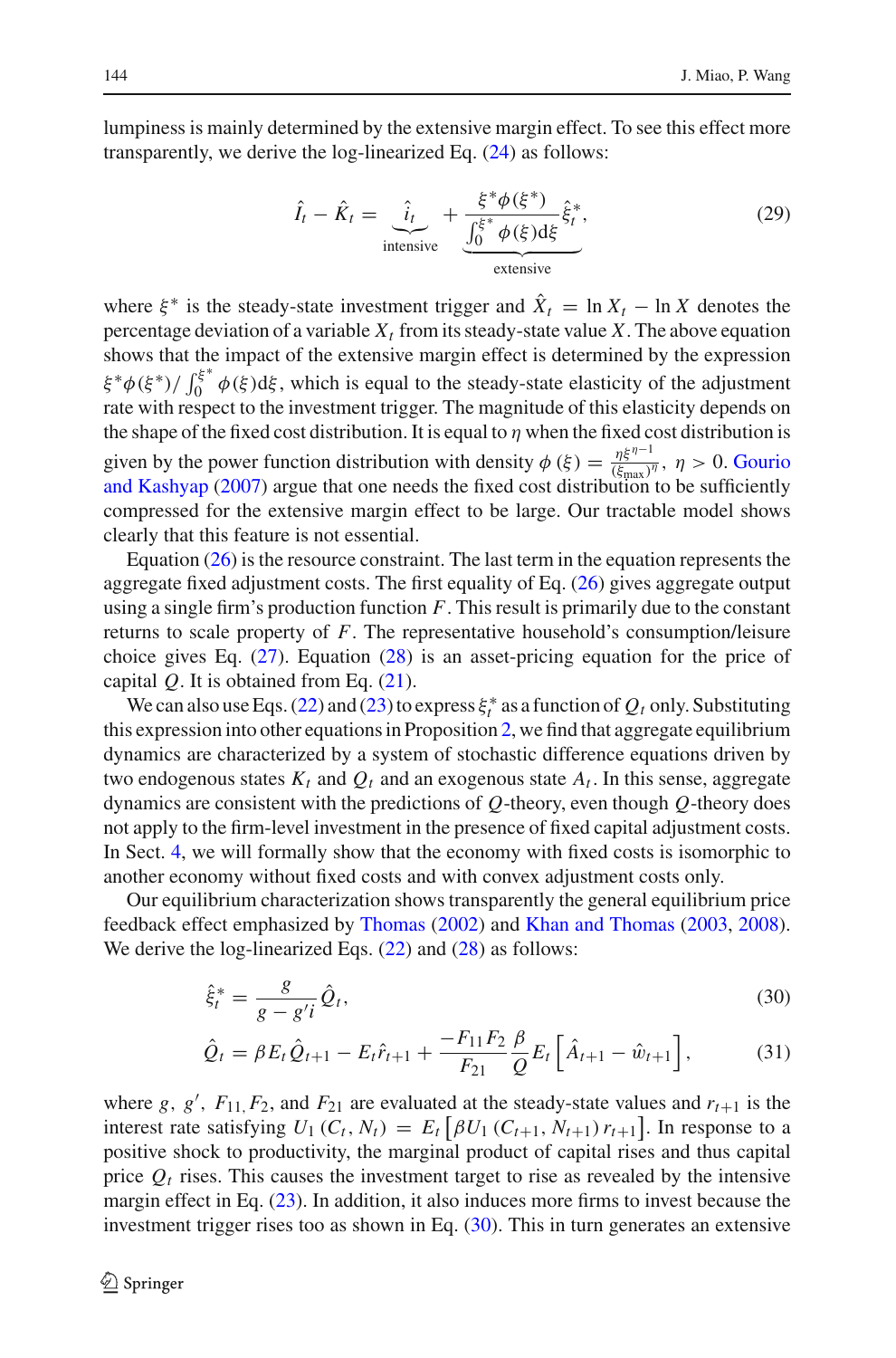lumpiness is mainly determined by the extensive margin effect. To see this effect more transparently, we derive the log-linearized Eq. (24) as follows:

$$\hat{I}_t - \hat{K}_t = \underbrace{\hat{i}_t}_{\text{intensive}} + \underbrace{\frac{\xi^*\phi(\xi^*)}{\int_0^{\xi^*}\phi(\xi)\mathrm{d}\xi}\hat{\xi}_t^*}_{\text{extensive}}, \tag{29}$$

where $\xi^*$ is the steady-state investment trigger and $\hat{X}_t = \ln X_t - \ln X$ denotes the percentage deviation of a variable $X_t$ from its steady-state value $X$. The above equation shows that the impact of the extensive margin effect is determined by the expression $\xi^*\phi(\xi^*)/\int_0^{\xi^*}\phi(\xi)\mathrm{d}\xi$, which is equal to the steady-state elasticity of the adjustment rate with respect to the investment trigger. The magnitude of this elasticity depends on the shape of the fixed cost distribution. It is equal to $\eta$ when the fixed cost distribution is given by the power function distribution with density $\phi(\xi) = \frac{\eta\xi^{\eta-1}}{(\xi_{\max})^{\eta}}$, $\eta > 0$. Gourio and Kashyap (2007) argue that one needs the fixed cost distribution to be sufficiently compressed for the extensive margin effect to be large. Our tractable model shows clearly that this feature is not essential.

Equation (26) is the resource constraint. The last term in the equation represents the aggregate fixed adjustment costs. The first equality of Eq. (26) gives aggregate output using a single firm's production function $F$. This result is primarily due to the constant returns to scale property of $F$. The representative household's consumption/leisure choice gives Eq. (27). Equation (28) is an asset-pricing equation for the price of capital $Q$. It is obtained from Eq. (21).

We can also use Eqs. (22) and (23) to express $\xi_t^*$ as a function of $Q_t$ only. Substituting this expression into other equations in Proposition 2, we find that aggregate equilibrium dynamics are characterized by a system of stochastic difference equations driven by two endogenous states $K_t$ and $Q_t$ and an exogenous state $A_t$. In this sense, aggregate dynamics are consistent with the predictions of $Q$-theory, even though $Q$-theory does not apply to the firm-level investment in the presence of fixed capital adjustment costs. In Sect. 4, we will formally show that the economy with fixed costs is isomorphic to another economy without fixed costs and with convex adjustment costs only.

Our equilibrium characterization shows transparently the general equilibrium price feedback effect emphasized by Thomas (2002) and Khan and Thomas (2003, 2008). We derive the log-linearized Eqs. (22) and (28) as follows:

$$\hat{\xi}_t^* = \frac{g}{g - g'i}\hat{Q}_t, \tag{30}$$

$$\hat{Q}_t = \beta E_t\hat{Q}_{t+1} - E_t\hat{r}_{t+1} + \frac{-F_{11}F_2}{F_{21}}\frac{\beta}{Q}E_t\left[\hat{A}_{t+1} - \hat{w}_{t+1}\right], \tag{31}$$

where $g$, $g'$, $F_{11}$, $F_2$, and $F_{21}$ are evaluated at the steady-state values and $r_{t+1}$ is the interest rate satisfying $U_1(C_t, N_t) = E_t\left[\beta U_1(C_{t+1}, N_{t+1})\, r_{t+1}\right]$. In response to a positive shock to productivity, the marginal product of capital rises and thus capital price $Q_t$ rises. This causes the investment target to rise as revealed by the intensive margin effect in Eq. (23). In addition, it also induces more firms to invest because the investment trigger rises too as shown in Eq. (30). This in turn generates an extensive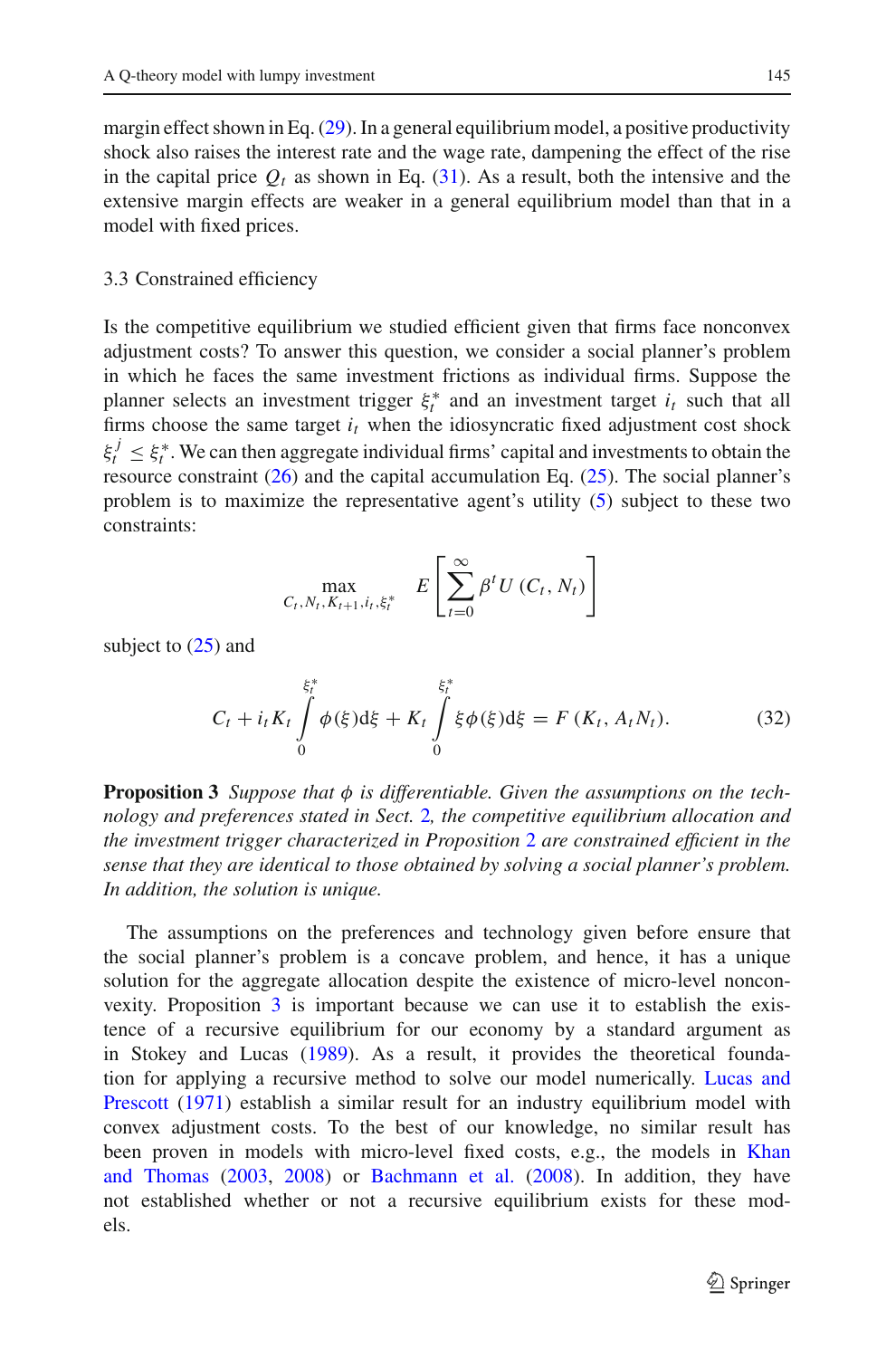margin effect shown in Eq. (29). In a general equilibrium model, a positive productivity shock also raises the interest rate and the wage rate, dampening the effect of the rise in the capital price $Q_t$ as shown in Eq. (31). As a result, both the intensive and the extensive margin effects are weaker in a general equilibrium model than that in a model with fixed prices.

### 3.3 Constrained efficiency

Is the competitive equilibrium we studied efficient given that firms face nonconvex adjustment costs? To answer this question, we consider a social planner's problem in which he faces the same investment frictions as individual firms. Suppose the planner selects an investment trigger $\xi_t^*$ and an investment target $i_t$ such that all firms choose the same target $i_t$ when the idiosyncratic fixed adjustment cost shock $\xi_t^j \leq \xi_t^*$. We can then aggregate individual firms' capital and investments to obtain the resource constraint (26) and the capital accumulation Eq. (25). The social planner's problem is to maximize the representative agent's utility (5) subject to these two constraints:

$$\max_{C_t, N_t, K_{t+1}, i_t, \xi_t^*} \quad E\left[\sum_{t=0}^{\infty} \beta^t U\left(C_t, N_t\right)\right]$$

subject to (25) and

$$C_t + i_t K_t \int_0^{\xi_t^*} \phi(\xi) \mathrm{d}\xi + K_t \int_0^{\xi_t^*} \xi \phi(\xi) \mathrm{d}\xi = F\left(K_t, A_t N_t\right). \tag{32}$$

**Proposition 3** *Suppose that $\phi$ is differentiable. Given the assumptions on the technology and preferences stated in Sect. 2, the competitive equilibrium allocation and the investment trigger characterized in Proposition 2 are constrained efficient in the sense that they are identical to those obtained by solving a social planner's problem. In addition, the solution is unique.*

The assumptions on the preferences and technology given before ensure that the social planner's problem is a concave problem, and hence, it has a unique solution for the aggregate allocation despite the existence of micro-level nonconvexity. Proposition 3 is important because we can use it to establish the existence of a recursive equilibrium for our economy by a standard argument as in Stokey and Lucas (1989). As a result, it provides the theoretical foundation for applying a recursive method to solve our model numerically. Lucas and Prescott (1971) establish a similar result for an industry equilibrium model with convex adjustment costs. To the best of our knowledge, no similar result has been proven in models with micro-level fixed costs, e.g., the models in Khan and Thomas (2003, 2008) or Bachmann et al. (2008). In addition, they have not established whether or not a recursive equilibrium exists for these models.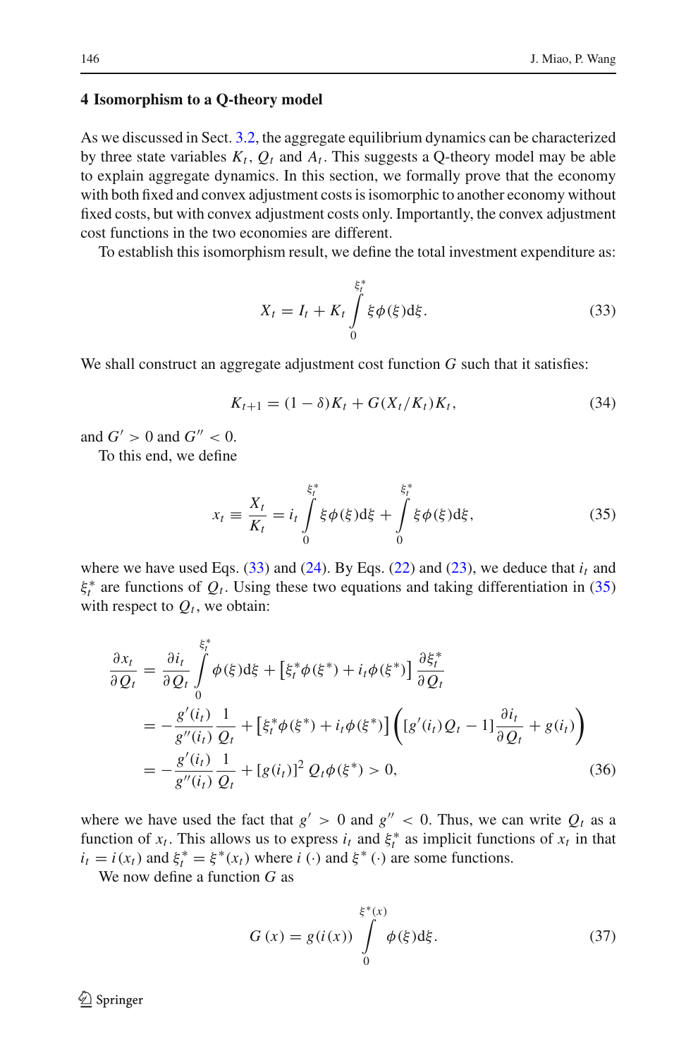## 4 Isomorphism to a Q-theory model

As we discussed in Sect. 3.2, the aggregate equilibrium dynamics can be characterized by three state variables $K_t$, $Q_t$ and $A_t$. This suggests a Q-theory model may be able to explain aggregate dynamics. In this section, we formally prove that the economy with both fixed and convex adjustment costs is isomorphic to another economy without fixed costs, but with convex adjustment costs only. Importantly, the convex adjustment cost functions in the two economies are different.

To establish this isomorphism result, we define the total investment expenditure as:

$$X_t = I_t + K_t \int_0^{\xi_t^*} \xi \phi(\xi) \mathrm{d}\xi. \tag{33}$$

We shall construct an aggregate adjustment cost function $G$ such that it satisfies:

$$K_{t+1} = (1 - \delta) K_t + G(X_t / K_t) K_t, \tag{34}$$

and $G' > 0$ and $G'' < 0$.

To this end, we define

$$x_t \equiv \frac{X_t}{K_t} = i_t \int_0^{\xi_t^*} \xi \phi(\xi) \mathrm{d}\xi + \int_0^{\xi_t^*} \xi \phi(\xi) \mathrm{d}\xi, \tag{35}$$

where we have used Eqs. (33) and (24). By Eqs. (22) and (23), we deduce that $i_t$ and $\xi_t^*$ are functions of $Q_t$. Using these two equations and taking differentiation in (35) with respect to $Q_t$, we obtain:

$$\begin{aligned}
\frac{\partial x_t}{\partial Q_t} &= \frac{\partial i_t}{\partial Q_t} \int_0^{\xi_t^*} \phi(\xi) \mathrm{d}\xi + \left[ \xi_t^* \phi(\xi^*) + i_t \phi(\xi^*) \right] \frac{\partial \xi_t^*}{\partial Q_t} \\
&= -\frac{g'(i_t)}{g''(i_t)} \frac{1}{Q_t} + \left[ \xi_t^* \phi(\xi^*) + i_t \phi(\xi^*) \right] \left( [g'(i_t) Q_t - 1] \frac{\partial i_t}{\partial Q_t} + g(i_t) \right) \\
&= -\frac{g'(i_t)}{g''(i_t)} \frac{1}{Q_t} + [g(i_t)]^2 Q_t \phi(\xi^*) > 0,
\end{aligned} \tag{36}$$

where we have used the fact that $g' > 0$ and $g'' < 0$. Thus, we can write $Q_t$ as a function of $x_t$. This allows us to express $i_t$ and $\xi_t^*$ as implicit functions of $x_t$ in that $i_t = i(x_t)$ and $\xi_t^* = \xi^*(x_t)$ where $i(\cdot)$ and $\xi^*(\cdot)$ are some functions.

We now define a function $G$ as

$$G(x) = g(i(x)) \int_0^{\xi^*(x)} \phi(\xi) \mathrm{d}\xi. \tag{37}$$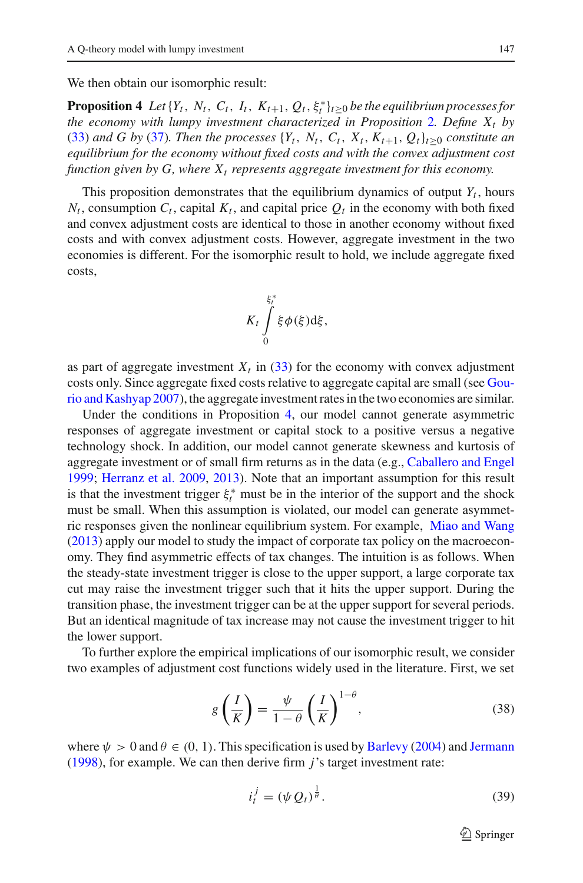We then obtain our isomorphic result:

**Proposition 4** *Let* $\{Y_t, N_t, C_t, I_t, K_{t+1}, Q_t, \xi_t^*\}_{t\geq 0}$ *be the equilibrium processes for the economy with lumpy investment characterized in Proposition* 2*. Define* $X_t$ *by* (33) *and* $G$ *by* (37)*. Then the processes* $\{Y_t, N_t, C_t, X_t, K_{t+1}, Q_t\}_{t\geq 0}$ *constitute an equilibrium for the economy without fixed costs and with the convex adjustment cost function given by* $G$*, where* $X_t$ *represents aggregate investment for this economy.*

This proposition demonstrates that the equilibrium dynamics of output $Y_t$, hours $N_t$, consumption $C_t$, capital $K_t$, and capital price $Q_t$ in the economy with both fixed and convex adjustment costs are identical to those in another economy without fixed costs and with convex adjustment costs. However, aggregate investment in the two economies is different. For the isomorphic result to hold, we include aggregate fixed costs,

$$K_t \int_0^{\xi_t^*} \xi \phi(\xi) \mathrm{d}\xi,$$

as part of aggregate investment $X_t$ in (33) for the economy with convex adjustment costs only. Since aggregate fixed costs relative to aggregate capital are small (see Gourio and Kashyap 2007), the aggregate investment rates in the two economies are similar.

Under the conditions in Proposition 4, our model cannot generate asymmetric responses of aggregate investment or capital stock to a positive versus a negative technology shock. In addition, our model cannot generate skewness and kurtosis of aggregate investment or of small firm returns as in the data (e.g., Caballero and Engel 1999; Herranz et al. 2009, 2013). Note that an important assumption for this result is that the investment trigger $\xi_t^*$ must be in the interior of the support and the shock must be small. When this assumption is violated, our model can generate asymmetric responses given the nonlinear equilibrium system. For example, Miao and Wang (2013) apply our model to study the impact of corporate tax policy on the macroeconomy. They find asymmetric effects of tax changes. The intuition is as follows. When the steady-state investment trigger is close to the upper support, a large corporate tax cut may raise the investment trigger such that it hits the upper support. During the transition phase, the investment trigger can be at the upper support for several periods. But an identical magnitude of tax increase may not cause the investment trigger to hit the lower support.

To further explore the empirical implications of our isomorphic result, we consider two examples of adjustment cost functions widely used in the literature. First, we set

$$g\left(\frac{I}{K}\right) = \frac{\psi}{1-\theta}\left(\frac{I}{K}\right)^{1-\theta}, \tag{38}$$

where $\psi > 0$ and $\theta \in (0, 1)$. This specification is used by Barlevy (2004) and Jermann (1998), for example. We can then derive firm $j$'s target investment rate:

$$i_t^j = (\psi Q_t)^{\frac{1}{\theta}}. \tag{39}$$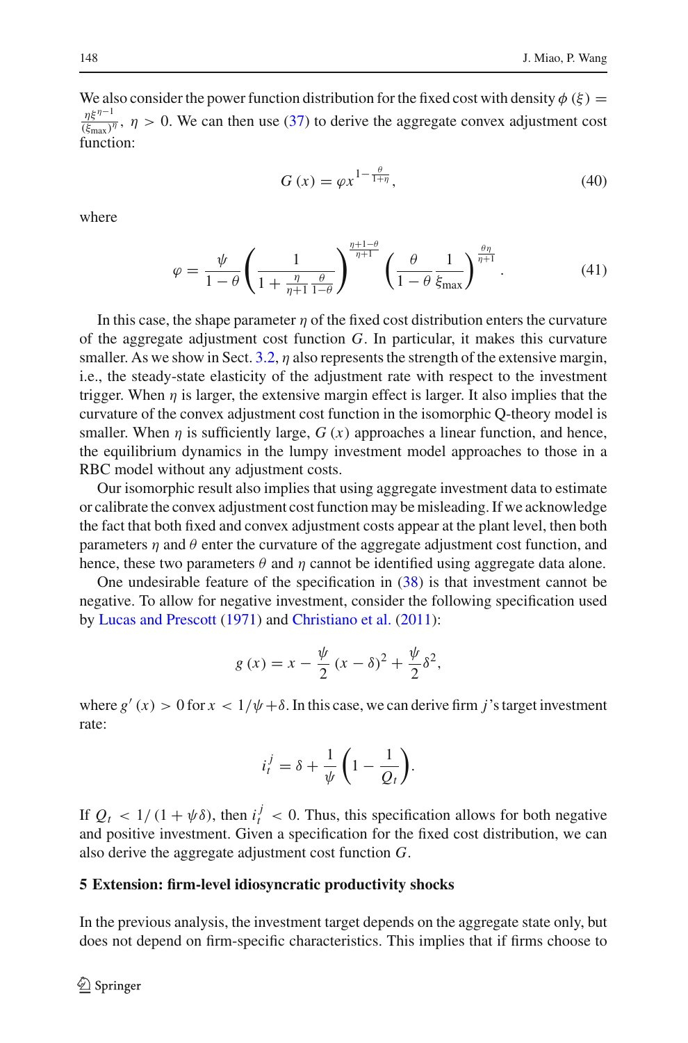We also consider the power function distribution for the fixed cost with density $\phi(\xi) = \frac{\eta \xi^{\eta-1}}{(\xi_{\max})^{\eta}}$, $\eta > 0$. We can then use (37) to derive the aggregate convex adjustment cost function:

$$G(x) = \varphi x^{1-\frac{\theta}{1+\eta}}, \tag{40}$$

where

$$\varphi = \frac{\psi}{1-\theta}\left(\frac{1}{1+\frac{\eta}{\eta+1}\frac{\theta}{1-\theta}}\right)^{\frac{\eta+1-\theta}{\eta+1}}\left(\frac{\theta}{1-\theta}\frac{1}{\xi_{\max}}\right)^{\frac{\theta\eta}{\eta+1}}. \tag{41}$$

In this case, the shape parameter $\eta$ of the fixed cost distribution enters the curvature of the aggregate adjustment cost function $G$. In particular, it makes this curvature smaller. As we show in Sect. 3.2, $\eta$ also represents the strength of the extensive margin, i.e., the steady-state elasticity of the adjustment rate with respect to the investment trigger. When $\eta$ is larger, the extensive margin effect is larger. It also implies that the curvature of the convex adjustment cost function in the isomorphic Q-theory model is smaller. When $\eta$ is sufficiently large, $G(x)$ approaches a linear function, and hence, the equilibrium dynamics in the lumpy investment model approaches to those in a RBC model without any adjustment costs.

Our isomorphic result also implies that using aggregate investment data to estimate or calibrate the convex adjustment cost function may be misleading. If we acknowledge the fact that both fixed and convex adjustment costs appear at the plant level, then both parameters $\eta$ and $\theta$ enter the curvature of the aggregate adjustment cost function, and hence, these two parameters $\theta$ and $\eta$ cannot be identified using aggregate data alone.

One undesirable feature of the specification in (38) is that investment cannot be negative. To allow for negative investment, consider the following specification used by Lucas and Prescott (1971) and Christiano et al. (2011):

$$g(x) = x - \frac{\psi}{2}(x-\delta)^2 + \frac{\psi}{2}\delta^2,$$

where $g'(x) > 0$ for $x < 1/\psi + \delta$. In this case, we can derive firm $j$'s target investment rate:

$$i_t^j = \delta + \frac{1}{\psi}\left(1 - \frac{1}{Q_t}\right).$$

If $Q_t < 1/(1+\psi\delta)$, then $i_t^j < 0$. Thus, this specification allows for both negative and positive investment. Given a specification for the fixed cost distribution, we can also derive the aggregate adjustment cost function $G$.

## 5 Extension: firm-level idiosyncratic productivity shocks

In the previous analysis, the investment target depends on the aggregate state only, but does not depend on firm-specific characteristics. This implies that if firms choose to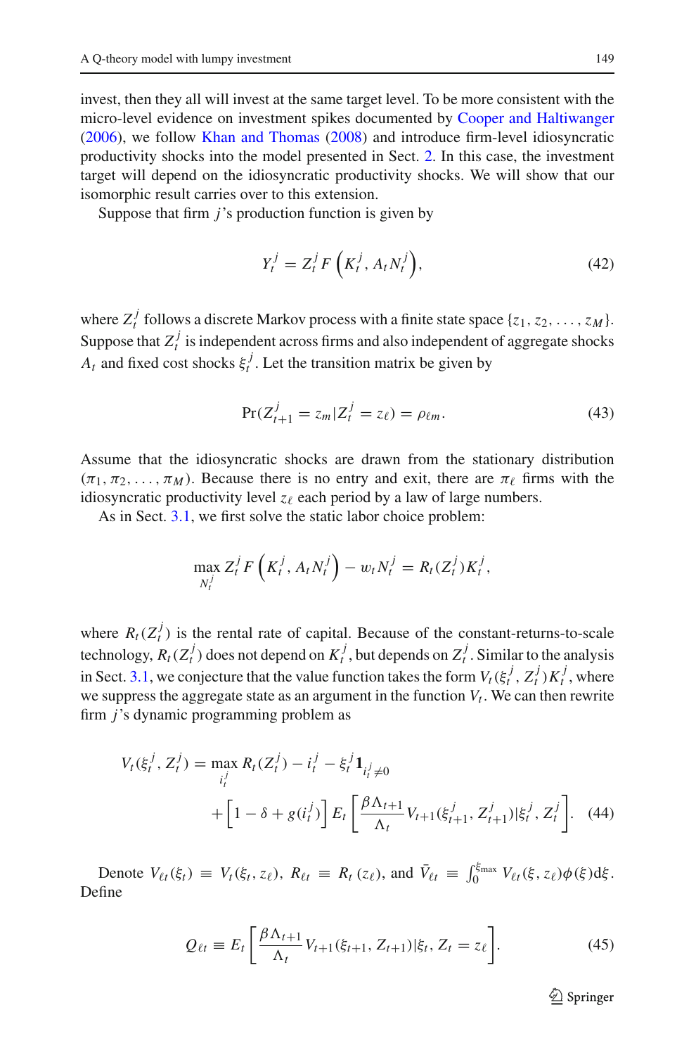invest, then they all will invest at the same target level. To be more consistent with the micro-level evidence on investment spikes documented by Cooper and Haltiwanger (2006), we follow Khan and Thomas (2008) and introduce firm-level idiosyncratic productivity shocks into the model presented in Sect. 2. In this case, the investment target will depend on the idiosyncratic productivity shocks. We will show that our isomorphic result carries over to this extension.

Suppose that firm $j$'s production function is given by

$$Y_t^j = Z_t^j F\left(K_t^j, A_t N_t^j\right), \tag{42}$$

where $Z_t^j$ follows a discrete Markov process with a finite state space $\{z_1, z_2, \ldots, z_M\}$. Suppose that $Z_t^j$ is independent across firms and also independent of aggregate shocks $A_t$ and fixed cost shocks $\xi_t^j$. Let the transition matrix be given by

$$\Pr(Z_{t+1}^j = z_m | Z_t^j = z_\ell) = \rho_{\ell m}. \tag{43}$$

Assume that the idiosyncratic shocks are drawn from the stationary distribution $(\pi_1, \pi_2, \ldots, \pi_M)$. Because there is no entry and exit, there are $\pi_\ell$ firms with the idiosyncratic productivity level $z_\ell$ each period by a law of large numbers.

As in Sect. 3.1, we first solve the static labor choice problem:

$$\max_{N_t^j} Z_t^j F\left(K_t^j, A_t N_t^j\right) - w_t N_t^j = R_t(Z_t^j) K_t^j,$$

where $R_t(Z_t^j)$ is the rental rate of capital. Because of the constant-returns-to-scale technology, $R_t(Z_t^j)$ does not depend on $K_t^j$, but depends on $Z_t^j$. Similar to the analysis in Sect. 3.1, we conjecture that the value function takes the form $V_t(\xi_t^j, Z_t^j) K_t^j$, where we suppress the aggregate state as an argument in the function $V_t$. We can then rewrite firm $j$'s dynamic programming problem as

$$\begin{aligned} V_t(\xi_t^j, Z_t^j) = \max_{i_t^j} R_t(Z_t^j) - i_t^j - \xi_t^j \mathbf{1}_{i_t^j \neq 0} \\ + \left[1 - \delta + g(i_t^j)\right] E_t \left[\frac{\beta \Lambda_{t+1}}{\Lambda_t} V_{t+1}(\xi_{t+1}^j, Z_{t+1}^j) | \xi_t^j, Z_t^j\right]. \end{aligned} \tag{44}$$

Denote $V_{\ell t}(\xi_t) \equiv V_t(\xi_t, z_\ell)$, $R_{\ell t} \equiv R_t(z_\ell)$, and $\bar{V}_{\ell t} \equiv \int_0^{\xi_{\max}} V_{\ell t}(\xi, z_\ell) \phi(\xi) \mathrm{d}\xi$. Define

$$Q_{\ell t} \equiv E_t \left[\frac{\beta \Lambda_{t+1}}{\Lambda_t} V_{t+1}(\xi_{t+1}, Z_{t+1}) | \xi_t, Z_t = z_\ell\right]. \tag{45}$$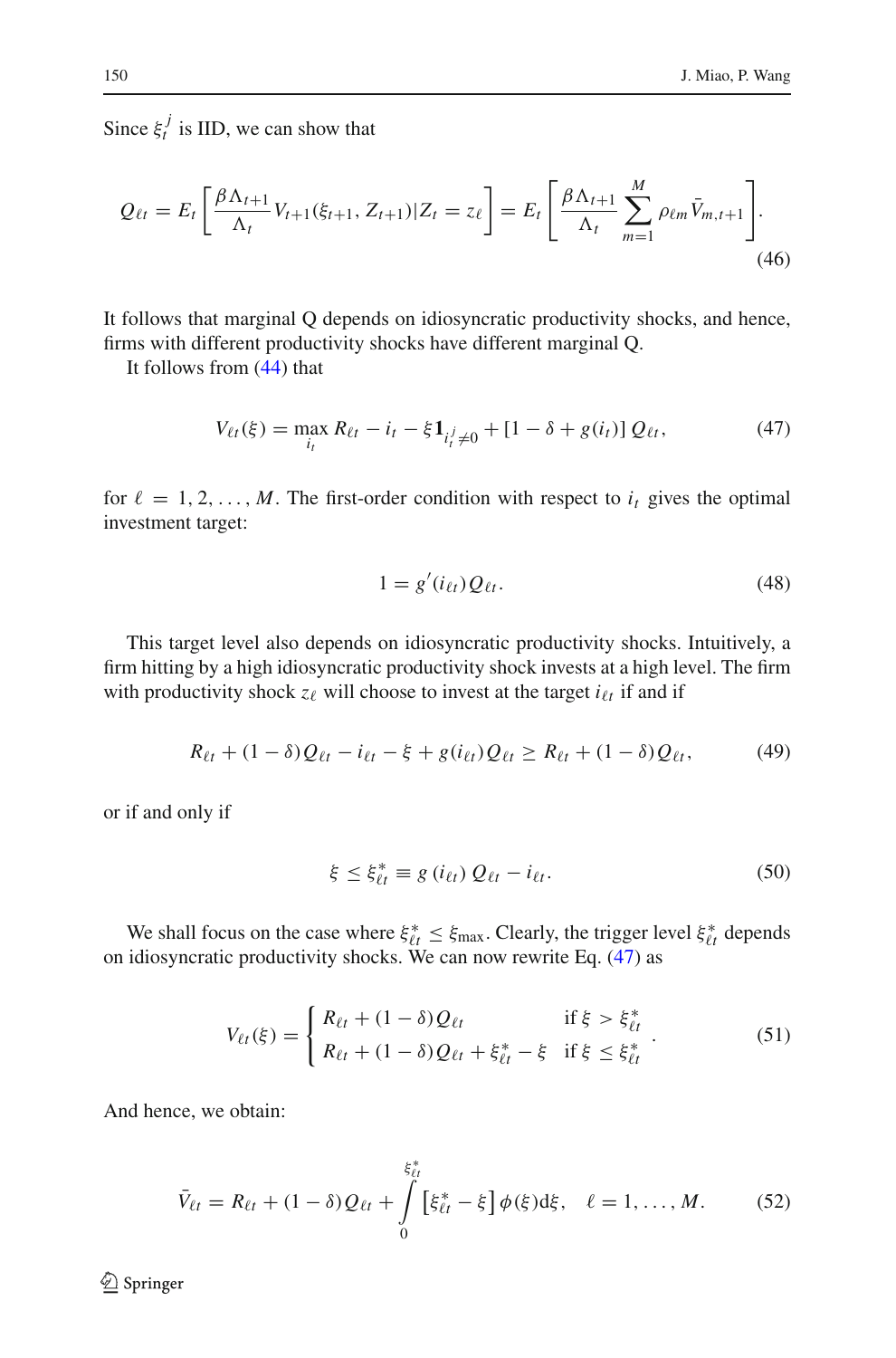Since $\xi_t^j$ is IID, we can show that

$$Q_{\ell t} = E_t \left[ \frac{\beta \Lambda_{t+1}}{\Lambda_t} V_{t+1}(\xi_{t+1}, Z_{t+1}) | Z_t = z_\ell \right] = E_t \left[ \frac{\beta \Lambda_{t+1}}{\Lambda_t} \sum_{m=1}^{M} \rho_{\ell m} \bar{V}_{m,t+1} \right]. \tag{46}$$

It follows that marginal Q depends on idiosyncratic productivity shocks, and hence, firms with different productivity shocks have different marginal Q.

It follows from (44) that

$$V_{\ell t}(\xi) = \max_{i_t} R_{\ell t} - i_t - \xi \mathbf{1}_{i_t^j \neq 0} + [1 - \delta + g(i_t)]\, Q_{\ell t}, \tag{47}$$

for $\ell = 1, 2, \ldots, M$. The first-order condition with respect to $i_t$ gives the optimal investment target:

$$1 = g'(i_{\ell t}) Q_{\ell t}. \tag{48}$$

This target level also depends on idiosyncratic productivity shocks. Intuitively, a firm hitting by a high idiosyncratic productivity shock invests at a high level. The firm with productivity shock $z_\ell$ will choose to invest at the target $i_{\ell t}$ if and if

$$R_{\ell t} + (1 - \delta) Q_{\ell t} - i_{\ell t} - \xi + g(i_{\ell t}) Q_{\ell t} \geq R_{\ell t} + (1 - \delta) Q_{\ell t}, \tag{49}$$

or if and only if

$$\xi \leq \xi_{\ell t}^* \equiv g\left(i_{\ell t}\right) Q_{\ell t} - i_{\ell t}. \tag{50}$$

We shall focus on the case where $\xi_{\ell t}^* \leq \xi_{\max}$. Clearly, the trigger level $\xi_{\ell t}^*$ depends on idiosyncratic productivity shocks. We can now rewrite Eq. (47) as

$$V_{\ell t}(\xi) = \begin{cases} R_{\ell t} + (1 - \delta) Q_{\ell t} & \text{if } \xi > \xi_{\ell t}^* \\ R_{\ell t} + (1 - \delta) Q_{\ell t} + \xi_{\ell t}^* - \xi & \text{if } \xi \leq \xi_{\ell t}^* \end{cases}. \tag{51}$$

And hence, we obtain:

$$\bar{V}_{\ell t} = R_{\ell t} + (1 - \delta) Q_{\ell t} + \int_0^{\xi_{\ell t}^*} \left[\xi_{\ell t}^* - \xi\right] \phi(\xi) \mathrm{d}\xi, \quad \ell = 1, \ldots, M. \tag{52}$$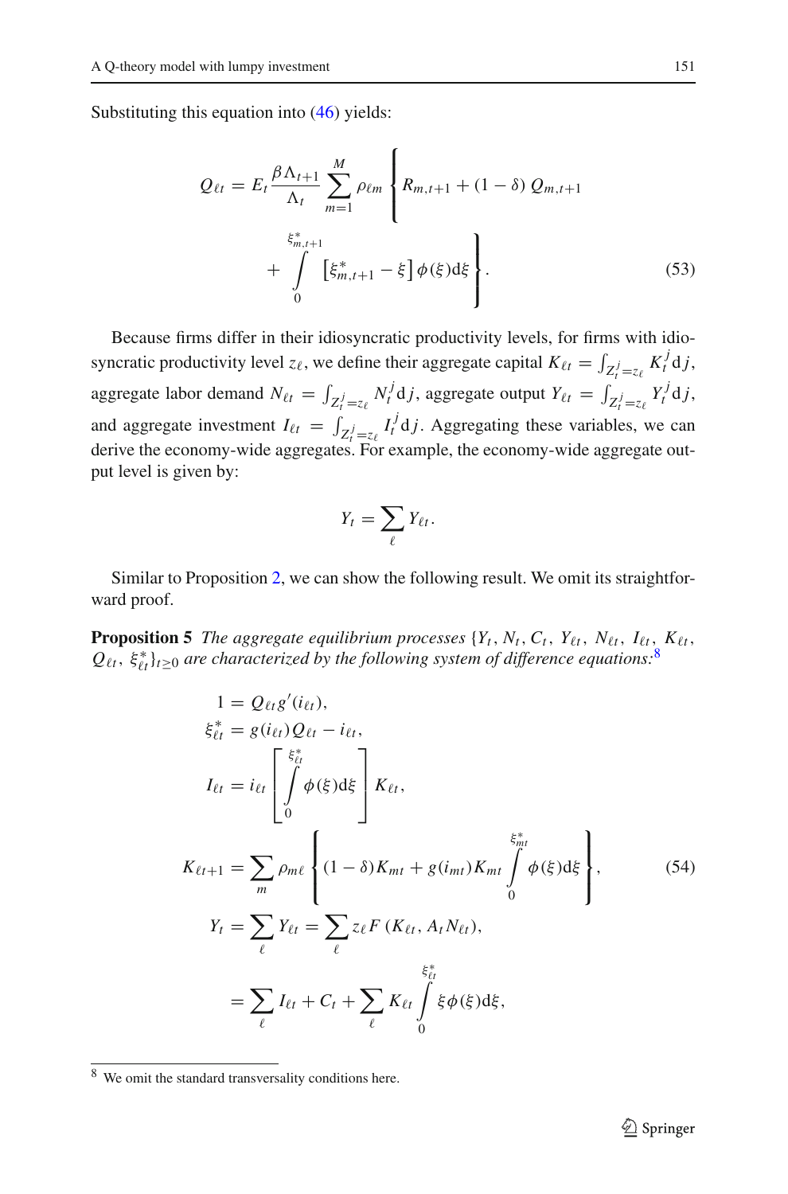Substituting this equation into (46) yields:

$$Q_{\ell t} = E_t \frac{\beta \Lambda_{t+1}}{\Lambda_t} \sum_{m=1}^{M} \rho_{\ell m} \left\{ R_{m,t+1} + (1-\delta) Q_{m,t+1} + \int_0^{\xi^*_{m,t+1}} \left[ \xi^*_{m,t+1} - \xi \right] \phi(\xi) \mathrm{d}\xi \right\}. \tag{53}$$

Because firms differ in their idiosyncratic productivity levels, for firms with idiosyncratic productivity level $z_\ell$, we define their aggregate capital $K_{\ell t} = \int_{Z_t^j = z_\ell} K_t^j \mathrm{d}j$, aggregate labor demand $N_{\ell t} = \int_{Z_t^j = z_\ell} N_t^j \mathrm{d}j$, aggregate output $Y_{\ell t} = \int_{Z_t^j = z_\ell} Y_t^j \mathrm{d}j$, and aggregate investment $I_{\ell t} = \int_{Z_t^j = z_\ell} I_t^j \mathrm{d}j$. Aggregating these variables, we can derive the economy-wide aggregates. For example, the economy-wide aggregate output level is given by:

$$Y_t = \sum_{\ell} Y_{\ell t}.$$

Similar to Proposition 2, we can show the following result. We omit its straightforward proof.

**Proposition 5** *The aggregate equilibrium processes $\{Y_t, N_t, C_t, Y_{\ell t}, N_{\ell t}, I_{\ell t}, K_{\ell t}, Q_{\ell t}, \xi^*_{\ell t}\}_{t \geq 0}$ are characterized by the following system of difference equations:*[8]

$$\begin{aligned}
1 &= Q_{\ell t} g'(i_{\ell t}), \\
\xi^*_{\ell t} &= g(i_{\ell t}) Q_{\ell t} - i_{\ell t}, \\
I_{\ell t} &= i_{\ell t} \left[ \int_0^{\xi^*_{\ell t}} \phi(\xi) \mathrm{d}\xi \right] K_{\ell t}, \\
K_{\ell t+1} &= \sum_m \rho_{m\ell} \left\{ (1-\delta) K_{mt} + g(i_{mt}) K_{mt} \int_0^{\xi^*_{mt}} \phi(\xi) \mathrm{d}\xi \right\}, \qquad (54) \\
Y_t &= \sum_{\ell} Y_{\ell t} = \sum_{\ell} z_\ell F(K_{\ell t}, A_t N_{\ell t}), \\
&= \sum_{\ell} I_{\ell t} + C_t + \sum_{\ell} K_{\ell t} \int_0^{\xi^*_{\ell t}} \xi \phi(\xi) \mathrm{d}\xi,
\end{aligned}$$

[8] We omit the standard transversality conditions here.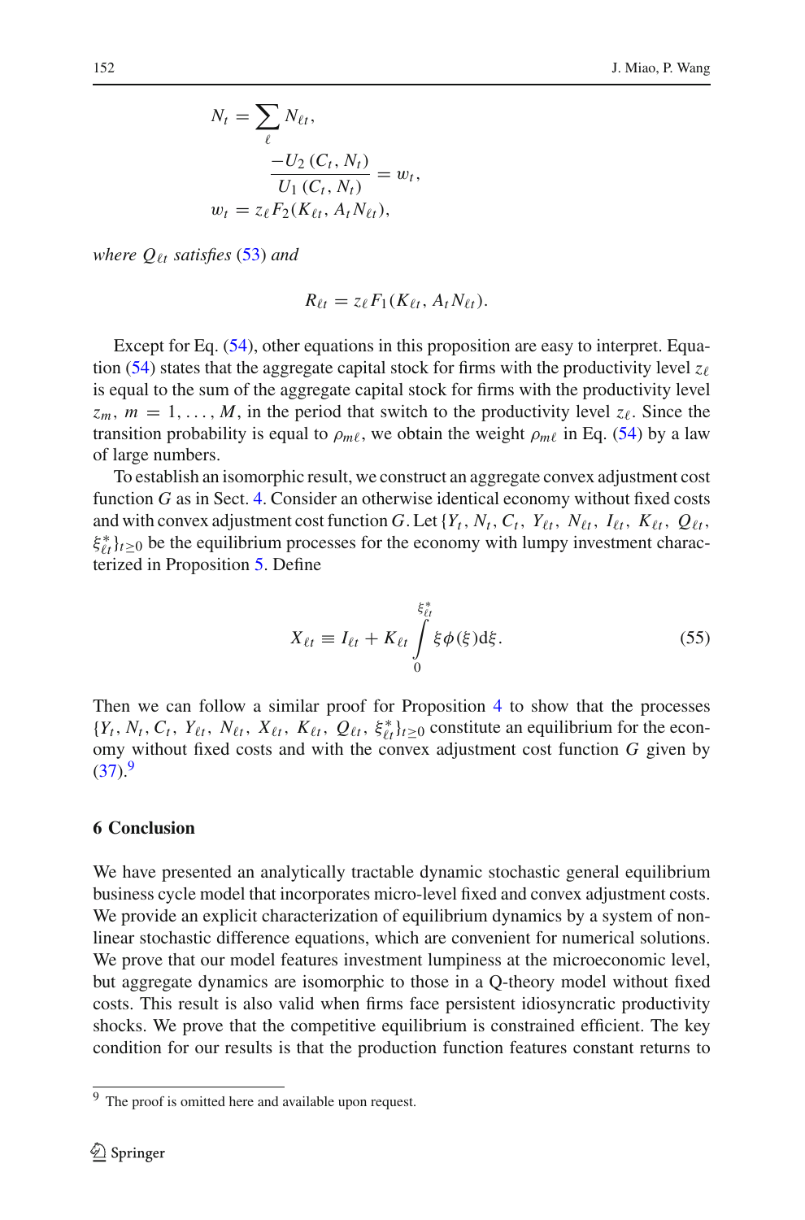$$N_t = \sum_{\ell} N_{\ell t},$$

$$\frac{-U_2(C_t, N_t)}{U_1(C_t, N_t)} = w_t,$$

$$w_t = z_\ell F_2(K_{\ell t}, A_t N_{\ell t}),$$

*where $Q_{\ell t}$ satisfies (53) and*

$$R_{\ell t} = z_\ell F_1(K_{\ell t}, A_t N_{\ell t}).$$

Except for Eq. (54), other equations in this proposition are easy to interpret. Equation (54) states that the aggregate capital stock for firms with the productivity level $z_\ell$ is equal to the sum of the aggregate capital stock for firms with the productivity level $z_m$, $m = 1, \ldots, M$, in the period that switch to the productivity level $z_\ell$. Since the transition probability is equal to $\rho_{m\ell}$, we obtain the weight $\rho_{m\ell}$ in Eq. (54) by a law of large numbers.

To establish an isomorphic result, we construct an aggregate convex adjustment cost function $G$ as in Sect. 4. Consider an otherwise identical economy without fixed costs and with convex adjustment cost function $G$. Let $\{Y_t, N_t, C_t, Y_{\ell t}, N_{\ell t}, I_{\ell t}, K_{\ell t}, Q_{\ell t}, \xi^*_{\ell t}\}_{t \geq 0}$ be the equilibrium processes for the economy with lumpy investment characterized in Proposition 5. Define

$$X_{\ell t} \equiv I_{\ell t} + K_{\ell t} \int_0^{\xi^*_{\ell t}} \xi \phi(\xi) \mathrm{d}\xi. \tag{55}$$

Then we can follow a similar proof for Proposition 4 to show that the processes $\{Y_t, N_t, C_t, Y_{\ell t}, N_{\ell t}, X_{\ell t}, K_{\ell t}, Q_{\ell t}, \xi^*_{\ell t}\}_{t \geq 0}$ constitute an equilibrium for the economy without fixed costs and with the convex adjustment cost function $G$ given by (37).[9]

## 6 Conclusion

We have presented an analytically tractable dynamic stochastic general equilibrium business cycle model that incorporates micro-level fixed and convex adjustment costs. We provide an explicit characterization of equilibrium dynamics by a system of nonlinear stochastic difference equations, which are convenient for numerical solutions. We prove that our model features investment lumpiness at the microeconomic level, but aggregate dynamics are isomorphic to those in a Q-theory model without fixed costs. This result is also valid when firms face persistent idiosyncratic productivity shocks. We prove that the competitive equilibrium is constrained efficient. The key condition for our results is that the production function features constant returns to

[9] The proof is omitted here and available upon request.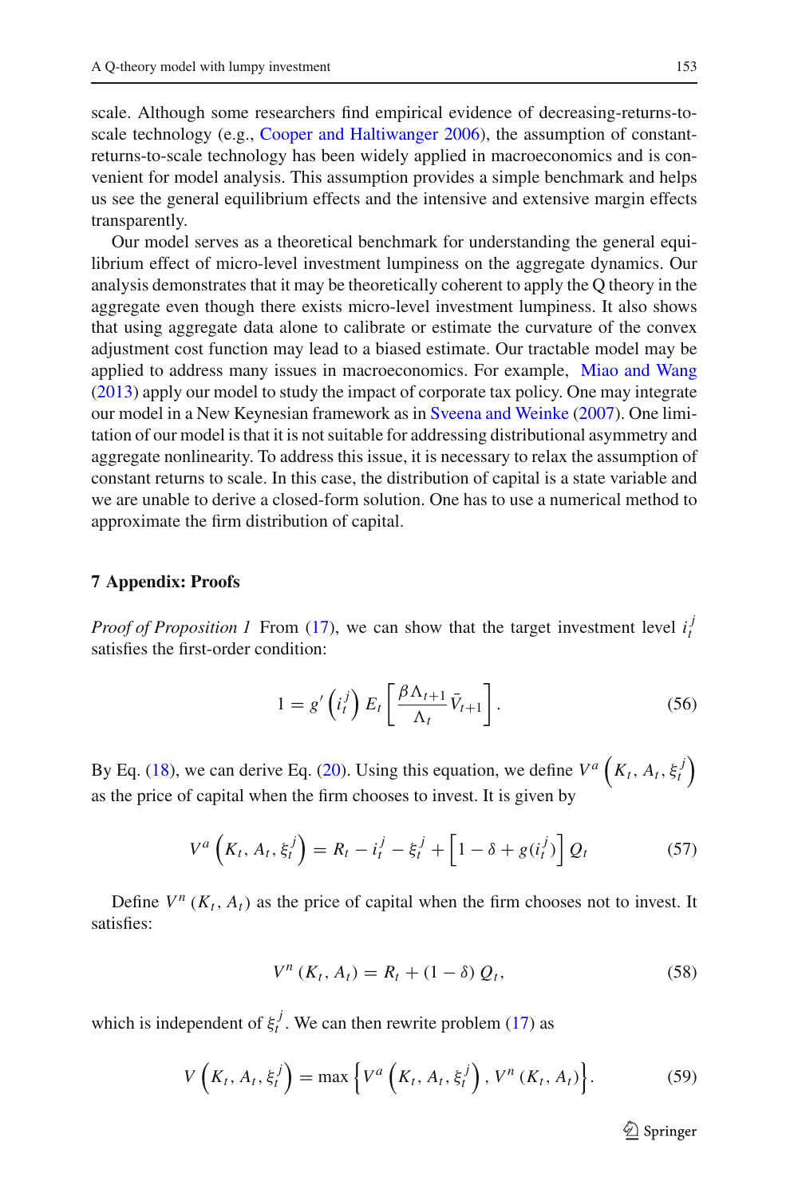scale. Although some researchers find empirical evidence of decreasing-returns-to-scale technology (e.g., Cooper and Haltiwanger 2006), the assumption of constant-returns-to-scale technology has been widely applied in macroeconomics and is convenient for model analysis. This assumption provides a simple benchmark and helps us see the general equilibrium effects and the intensive and extensive margin effects transparently.

Our model serves as a theoretical benchmark for understanding the general equilibrium effect of micro-level investment lumpiness on the aggregate dynamics. Our analysis demonstrates that it may be theoretically coherent to apply the Q theory in the aggregate even though there exists micro-level investment lumpiness. It also shows that using aggregate data alone to calibrate or estimate the curvature of the convex adjustment cost function may lead to a biased estimate. Our tractable model may be applied to address many issues in macroeconomics. For example, Miao and Wang (2013) apply our model to study the impact of corporate tax policy. One may integrate our model in a New Keynesian framework as in Sveena and Weinke (2007). One limitation of our model is that it is not suitable for addressing distributional asymmetry and aggregate nonlinearity. To address this issue, it is necessary to relax the assumption of constant returns to scale. In this case, the distribution of capital is a state variable and we are unable to derive a closed-form solution. One has to use a numerical method to approximate the firm distribution of capital.

## 7 Appendix: Proofs

*Proof of Proposition 1* From (17), we can show that the target investment level $i_t^j$ satisfies the first-order condition:

$$1 = g'\left(i_t^j\right) E_t\left[\frac{\beta \Lambda_{t+1}}{\Lambda_t} \bar{V}_{t+1}\right]. \tag{56}$$

By Eq. (18), we can derive Eq. (20). Using this equation, we define $V^a\left(K_t, A_t, \xi_t^j\right)$ as the price of capital when the firm chooses to invest. It is given by

$$V^a\left(K_t, A_t, \xi_t^j\right) = R_t - i_t^j - \xi_t^j + \left[1 - \delta + g(i_t^j)\right] Q_t \tag{57}$$

Define $V^n\left(K_t, A_t\right)$ as the price of capital when the firm chooses not to invest. It satisfies:

$$V^n\left(K_t, A_t\right) = R_t + (1 - \delta) Q_t, \tag{58}$$

which is independent of $\xi_t^j$. We can then rewrite problem (17) as

$$V\left(K_t, A_t, \xi_t^j\right) = \max\left\{V^a\left(K_t, A_t, \xi_t^j\right), V^n\left(K_t, A_t\right)\right\}. \tag{59}$$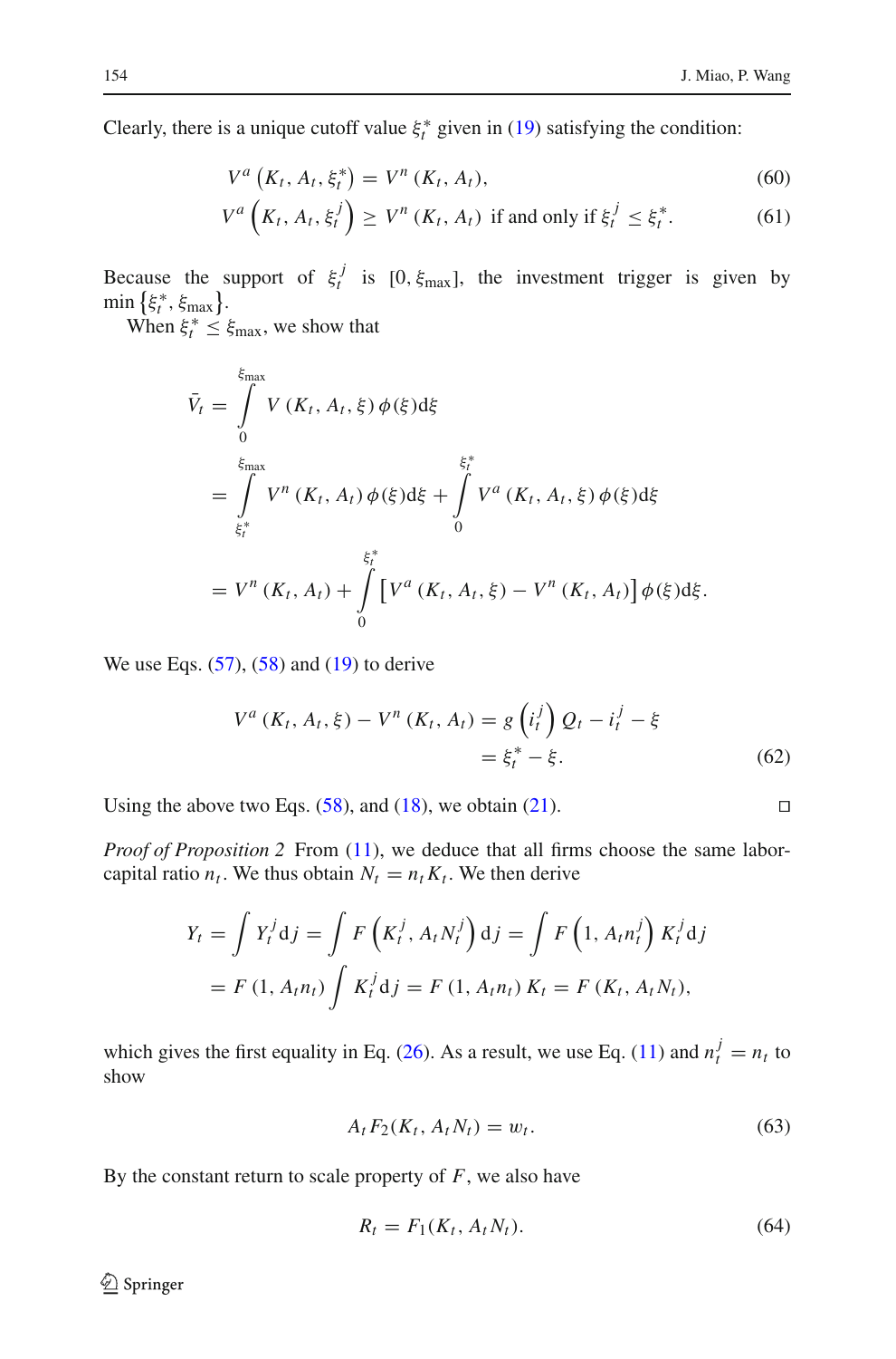Clearly, there is a unique cutoff value $\xi_t^*$ given in (19) satisfying the condition:

$$V^a\left(K_t, A_t, \xi_t^*\right) = V^n\left(K_t, A_t\right), \tag{60}$$

$$V^a\left(K_t, A_t, \xi_t^j\right) \geq V^n\left(K_t, A_t\right) \text{ if and only if } \xi_t^j \leq \xi_t^*. \tag{61}$$

Because the support of $\xi_t^j$ is $[0, \xi_{\max}]$, the investment trigger is given by $\min\left\{\xi_t^*, \xi_{\max}\right\}$.

When $\xi_t^* \leq \xi_{\max}$, we show that

$$\begin{aligned}
\bar{V}_t &= \int_0^{\xi_{\max}} V\left(K_t, A_t, \xi\right)\phi(\xi)\mathrm{d}\xi \\
&= \int_{\xi_t^*}^{\xi_{\max}} V^n\left(K_t, A_t\right)\phi(\xi)\mathrm{d}\xi + \int_0^{\xi_t^*} V^a\left(K_t, A_t, \xi\right)\phi(\xi)\mathrm{d}\xi \\
&= V^n\left(K_t, A_t\right) + \int_0^{\xi_t^*}\left[V^a\left(K_t, A_t, \xi\right) - V^n\left(K_t, A_t\right)\right]\phi(\xi)\mathrm{d}\xi.
\end{aligned}$$

We use Eqs. (57), (58) and (19) to derive

$$\begin{aligned}
V^a\left(K_t, A_t, \xi\right) - V^n\left(K_t, A_t\right) &= g\left(i_t^j\right)Q_t - i_t^j - \xi \\
&= \xi_t^* - \xi.
\end{aligned} \tag{62}$$

Using the above two Eqs. (58), and (18), we obtain (21). □

*Proof of Proposition 2* From (11), we deduce that all firms choose the same labor-capital ratio $n_t$. We thus obtain $N_t = n_t K_t$. We then derive

$$\begin{aligned}
Y_t &= \int Y_t^j \mathrm{d}j = \int F\left(K_t^j, A_t N_t^j\right)\mathrm{d}j = \int F\left(1, A_t n_t^j\right)K_t^j \mathrm{d}j \\
&= F\left(1, A_t n_t\right)\int K_t^j \mathrm{d}j = F\left(1, A_t n_t\right)K_t = F\left(K_t, A_t N_t\right),
\end{aligned}$$

which gives the first equality in Eq. (26). As a result, we use Eq. (11) and $n_t^j = n_t$ to show

$$A_t F_2(K_t, A_t N_t) = w_t. \tag{63}$$

By the constant return to scale property of $F$, we also have

$$R_t = F_1(K_t, A_t N_t). \tag{64}$$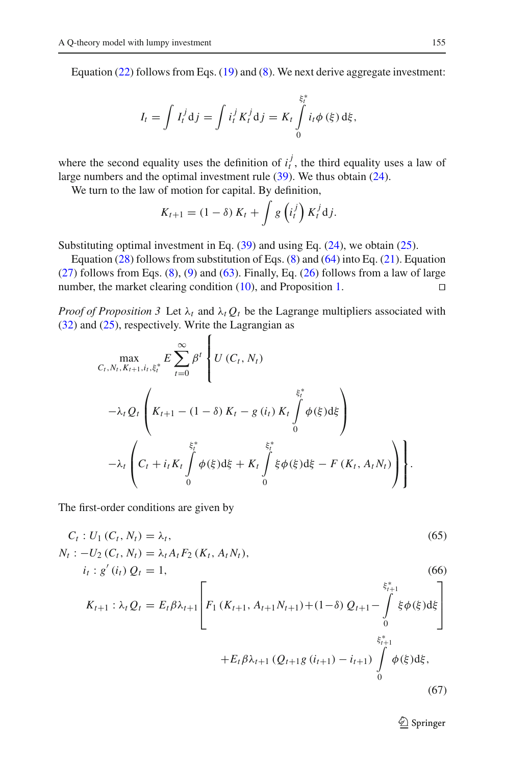Equation (22) follows from Eqs. (19) and (8). We next derive aggregate investment:

$$I_t = \int I_t^j \mathrm{d}j = \int i_t^j K_t^j \mathrm{d}j = K_t \int_0^{\xi_t^*} i_t \phi(\xi) \mathrm{d}\xi,$$

where the second equality uses the definition of $i_t^j$, the third equality uses a law of large numbers and the optimal investment rule (39). We thus obtain (24).

We turn to the law of motion for capital. By definition,

$$K_{t+1} = (1-\delta) K_t + \int g\left(i_t^j\right) K_t^j \mathrm{d}j.$$

Substituting optimal investment in Eq. (39) and using Eq. (24), we obtain (25).

Equation (28) follows from substitution of Eqs. (8) and (64) into Eq. (21). Equation (27) follows from Eqs. (8), (9) and (63). Finally, Eq. (26) follows from a law of large number, the market clearing condition (10), and Proposition 1. □

*Proof of Proposition 3* Let $\lambda_t$ and $\lambda_t Q_t$ be the Lagrange multipliers associated with (32) and (25), respectively. Write the Lagrangian as

$$\max_{C_t, N_t, K_{t+1}, i_t, \xi_t^*} E \sum_{t=0}^{\infty} \beta^t \Bigg\{ U(C_t, N_t) - \lambda_t Q_t \left( K_{t+1} - (1-\delta) K_t - g(i_t) K_t \int_0^{\xi_t^*} \phi(\xi) \mathrm{d}\xi \right) - \lambda_t \left( C_t + i_t K_t \int_0^{\xi_t^*} \phi(\xi) \mathrm{d}\xi + K_t \int_0^{\xi_t^*} \xi \phi(\xi) \mathrm{d}\xi - F(K_t, A_t N_t) \right) \Bigg\}.$$

The first-order conditions are given by

$$C_t : U_1(C_t, N_t) = \lambda_t, \tag{65}$$

$$N_t : -U_2(C_t, N_t) = \lambda_t A_t F_2(K_t, A_t N_t),$$

$$i_t : g'(i_t) Q_t = 1, \tag{66}$$

$$\begin{aligned} K_{t+1} : \lambda_t Q_t = {} & E_t \beta \lambda_{t+1} \left[ F_1(K_{t+1}, A_{t+1} N_{t+1}) + (1-\delta) Q_{t+1} - \int_0^{\xi_{t+1}^*} \xi \phi(\xi) \mathrm{d}\xi \right] \\ & + E_t \beta \lambda_{t+1} \left( Q_{t+1} g(i_{t+1}) - i_{t+1} \right) \int_0^{\xi_{t+1}^*} \phi(\xi) \mathrm{d}\xi, \end{aligned} \tag{67}$$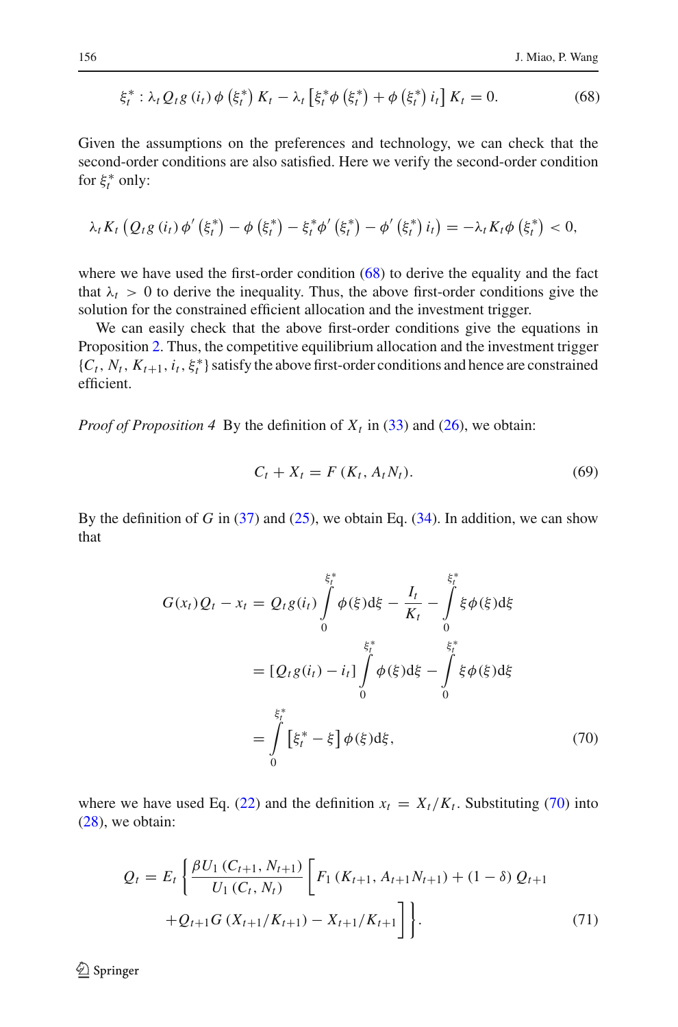$$\xi_t^* : \lambda_t Q_t g(i_t) \phi(\xi_t^*) K_t - \lambda_t \left[\xi_t^* \phi(\xi_t^*) + \phi(\xi_t^*) i_t\right] K_t = 0. \tag{68}$$

Given the assumptions on the preferences and technology, we can check that the second-order conditions are also satisfied. Here we verify the second-order condition for $\xi_t^*$ only:

$$\lambda_t K_t \left(Q_t g(i_t) \phi'(\xi_t^*) - \phi(\xi_t^*) - \xi_t^* \phi'(\xi_t^*) - \phi'(\xi_t^*) i_t\right) = -\lambda_t K_t \phi(\xi_t^*) < 0,$$

where we have used the first-order condition (68) to derive the equality and the fact that $\lambda_t > 0$ to derive the inequality. Thus, the above first-order conditions give the solution for the constrained efficient allocation and the investment trigger.

We can easily check that the above first-order conditions give the equations in Proposition 2. Thus, the competitive equilibrium allocation and the investment trigger $\{C_t, N_t, K_{t+1}, i_t, \xi_t^*\}$ satisfy the above first-order conditions and hence are constrained efficient.

*Proof of Proposition 4* By the definition of $X_t$ in (33) and (26), we obtain:

$$C_t + X_t = F(K_t, A_t N_t). \tag{69}$$

By the definition of $G$ in (37) and (25), we obtain Eq. (34). In addition, we can show that

$$\begin{aligned} G(x_t) Q_t - x_t &= Q_t g(i_t) \int_0^{\xi_t^*} \phi(\xi) \mathrm{d}\xi - \frac{I_t}{K_t} - \int_0^{\xi_t^*} \xi \phi(\xi) \mathrm{d}\xi \\ &= \left[Q_t g(i_t) - i_t\right] \int_0^{\xi_t^*} \phi(\xi) \mathrm{d}\xi - \int_0^{\xi_t^*} \xi \phi(\xi) \mathrm{d}\xi \\ &= \int_0^{\xi_t^*} \left[\xi_t^* - \xi\right] \phi(\xi) \mathrm{d}\xi, \end{aligned} \tag{70}$$

where we have used Eq. (22) and the definition $x_t = X_t / K_t$. Substituting (70) into (28), we obtain:

$$\begin{aligned} Q_t = E_t \Bigg\{ \frac{\beta U_1(C_{t+1}, N_{t+1})}{U_1(C_t, N_t)} \Bigg[ & F_1(K_{t+1}, A_{t+1} N_{t+1}) + (1-\delta) Q_{t+1} \\ & + Q_{t+1} G(X_{t+1}/K_{t+1}) - X_{t+1}/K_{t+1} \Bigg] \Bigg\}. \end{aligned} \tag{71}$$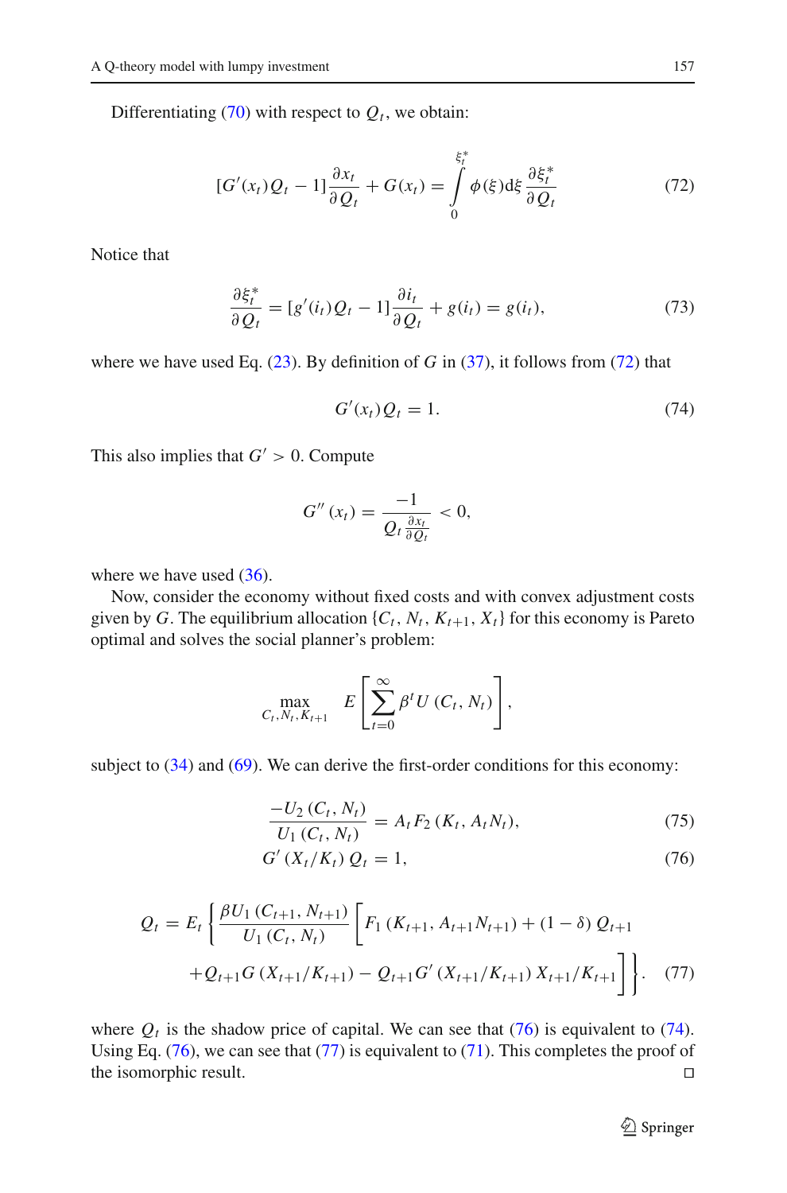Differentiating (70) with respect to $Q_t$, we obtain:

$$[G'(x_t)Q_t - 1]\frac{\partial x_t}{\partial Q_t} + G(x_t) = \int_0^{\xi_t^*} \phi(\xi)\mathrm{d}\xi \frac{\partial \xi_t^*}{\partial Q_t} \tag{72}$$

Notice that

$$\frac{\partial \xi_t^*}{\partial Q_t} = [g'(i_t)Q_t - 1]\frac{\partial i_t}{\partial Q_t} + g(i_t) = g(i_t), \tag{73}$$

where we have used Eq. (23). By definition of $G$ in (37), it follows from (72) that

$$G'(x_t)Q_t = 1. \tag{74}$$

This also implies that $G' > 0$. Compute

$$G''(x_t) = \frac{-1}{Q_t \frac{\partial x_t}{\partial Q_t}} < 0,$$

where we have used (36).

Now, consider the economy without fixed costs and with convex adjustment costs given by $G$. The equilibrium allocation $\{C_t, N_t, K_{t+1}, X_t\}$ for this economy is Pareto optimal and solves the social planner's problem:

$$\max_{C_t, N_t, K_{t+1}} \quad E\left[\sum_{t=0}^{\infty} \beta^t U(C_t, N_t)\right],$$

subject to (34) and (69). We can derive the first-order conditions for this economy:

$$\frac{-U_2(C_t, N_t)}{U_1(C_t, N_t)} = A_t F_2(K_t, A_t N_t), \tag{75}$$

$$G'(X_t/K_t)\, Q_t = 1, \tag{76}$$

$$Q_t = E_t\left\{\frac{\beta U_1(C_{t+1}, N_{t+1})}{U_1(C_t, N_t)}\left[F_1(K_{t+1}, A_{t+1}N_{t+1}) + (1-\delta)\, Q_{t+1} + Q_{t+1}G(X_{t+1}/K_{t+1}) - Q_{t+1}G'(X_{t+1}/K_{t+1})\, X_{t+1}/K_{t+1}\right]\right\}. \tag{77}$$

where $Q_t$ is the shadow price of capital. We can see that (76) is equivalent to (74). Using Eq. (76), we can see that (77) is equivalent to (71). This completes the proof of the isomorphic result. □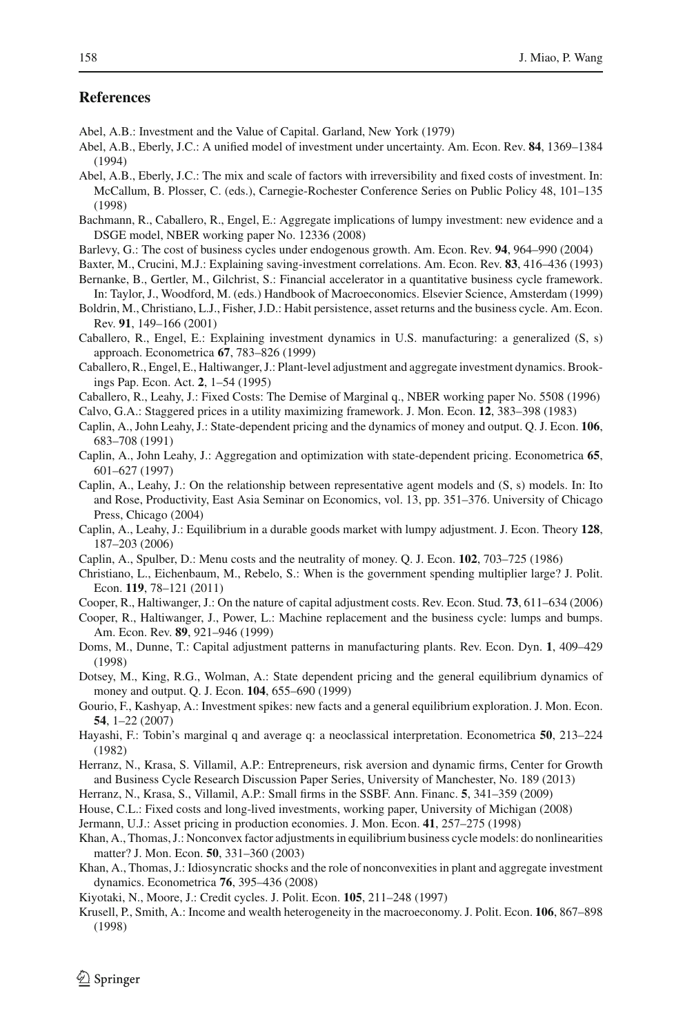## References

Abel, A.B.: Investment and the Value of Capital. Garland, New York (1979)

Abel, A.B., Eberly, J.C.: A unified model of investment under uncertainty. Am. Econ. Rev. **84**, 1369–1384 (1994)

Abel, A.B., Eberly, J.C.: The mix and scale of factors with irreversibility and fixed costs of investment. In: McCallum, B. Plosser, C. (eds.), Carnegie-Rochester Conference Series on Public Policy 48, 101–135 (1998)

Bachmann, R., Caballero, R., Engel, E.: Aggregate implications of lumpy investment: new evidence and a DSGE model, NBER working paper No. 12336 (2008)

Barlevy, G.: The cost of business cycles under endogenous growth. Am. Econ. Rev. **94**, 964–990 (2004)

Baxter, M., Crucini, M.J.: Explaining saving-investment correlations. Am. Econ. Rev. **83**, 416–436 (1993)

Bernanke, B., Gertler, M., Gilchrist, S.: Financial accelerator in a quantitative business cycle framework. In: Taylor, J., Woodford, M. (eds.) Handbook of Macroeconomics. Elsevier Science, Amsterdam (1999)

Boldrin, M., Christiano, L.J., Fisher, J.D.: Habit persistence, asset returns and the business cycle. Am. Econ. Rev. **91**, 149–166 (2001)

Caballero, R., Engel, E.: Explaining investment dynamics in U.S. manufacturing: a generalized (S, s) approach. Econometrica **67**, 783–826 (1999)

Caballero, R., Engel, E., Haltiwanger, J.: Plant-level adjustment and aggregate investment dynamics. Brookings Pap. Econ. Act. **2**, 1–54 (1995)

Caballero, R., Leahy, J.: Fixed Costs: The Demise of Marginal q., NBER working paper No. 5508 (1996)

Calvo, G.A.: Staggered prices in a utility maximizing framework. J. Mon. Econ. **12**, 383–398 (1983)

Caplin, A., John Leahy, J.: State-dependent pricing and the dynamics of money and output. Q. J. Econ. **106**, 683–708 (1991)

Caplin, A., John Leahy, J.: Aggregation and optimization with state-dependent pricing. Econometrica **65**, 601–627 (1997)

Caplin, A., Leahy, J.: On the relationship between representative agent models and (S, s) models. In: Ito and Rose, Productivity, East Asia Seminar on Economics, vol. 13, pp. 351–376. University of Chicago Press, Chicago (2004)

Caplin, A., Leahy, J.: Equilibrium in a durable goods market with lumpy adjustment. J. Econ. Theory **128**, 187–203 (2006)

Caplin, A., Spulber, D.: Menu costs and the neutrality of money. Q. J. Econ. **102**, 703–725 (1986)

Christiano, L., Eichenbaum, M., Rebelo, S.: When is the government spending multiplier large? J. Polit. Econ. **119**, 78–121 (2011)

Cooper, R., Haltiwanger, J.: On the nature of capital adjustment costs. Rev. Econ. Stud. **73**, 611–634 (2006)

Cooper, R., Haltiwanger, J., Power, L.: Machine replacement and the business cycle: lumps and bumps. Am. Econ. Rev. **89**, 921–946 (1999)

Doms, M., Dunne, T.: Capital adjustment patterns in manufacturing plants. Rev. Econ. Dyn. **1**, 409–429 (1998)

Dotsey, M., King, R.G., Wolman, A.: State dependent pricing and the general equilibrium dynamics of money and output. Q. J. Econ. **104**, 655–690 (1999)

Gourio, F., Kashyap, A.: Investment spikes: new facts and a general equilibrium exploration. J. Mon. Econ. **54**, 1–22 (2007)

Hayashi, F.: Tobin's marginal q and average q: a neoclassical interpretation. Econometrica **50**, 213–224 (1982)

Herranz, N., Krasa, S. Villamil, A.P.: Entrepreneurs, risk aversion and dynamic firms, Center for Growth and Business Cycle Research Discussion Paper Series, University of Manchester, No. 189 (2013)

Herranz, N., Krasa, S., Villamil, A.P.: Small firms in the SSBF. Ann. Financ. **5**, 341–359 (2009)

House, C.L.: Fixed costs and long-lived investments, working paper, University of Michigan (2008)

Jermann, U.J.: Asset pricing in production economies. J. Mon. Econ. **41**, 257–275 (1998)

Khan, A., Thomas, J.: Nonconvex factor adjustments in equilibrium business cycle models: do nonlinearities matter? J. Mon. Econ. **50**, 331–360 (2003)

Khan, A., Thomas, J.: Idiosyncratic shocks and the role of nonconvexities in plant and aggregate investment dynamics. Econometrica **76**, 395–436 (2008)

Kiyotaki, N., Moore, J.: Credit cycles. J. Polit. Econ. **105**, 211–248 (1997)

Krusell, P., Smith, A.: Income and wealth heterogeneity in the macroeconomy. J. Polit. Econ. **106**, 867–898 (1998)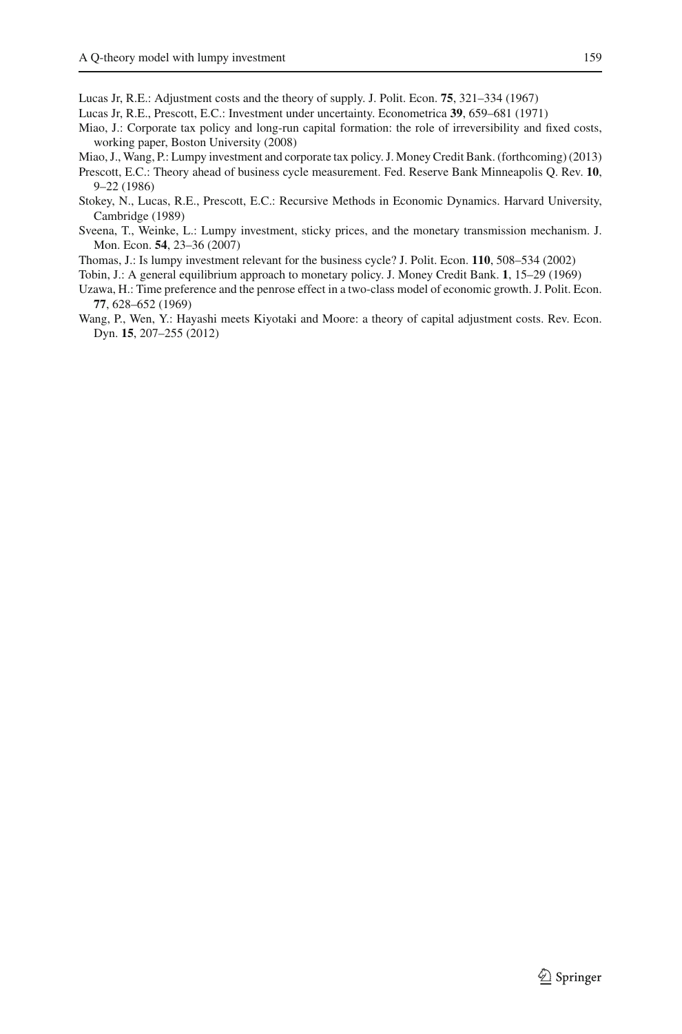Lucas Jr, R.E.: Adjustment costs and the theory of supply. J. Polit. Econ. **75**, 321–334 (1967)

Lucas Jr, R.E., Prescott, E.C.: Investment under uncertainty. Econometrica **39**, 659–681 (1971)

Miao, J.: Corporate tax policy and long-run capital formation: the role of irreversibility and fixed costs, working paper, Boston University (2008)

Miao, J., Wang, P.: Lumpy investment and corporate tax policy. J. Money Credit Bank. (forthcoming) (2013)

Prescott, E.C.: Theory ahead of business cycle measurement. Fed. Reserve Bank Minneapolis Q. Rev. **10**, 9–22 (1986)

Stokey, N., Lucas, R.E., Prescott, E.C.: Recursive Methods in Economic Dynamics. Harvard University, Cambridge (1989)

Sveena, T., Weinke, L.: Lumpy investment, sticky prices, and the monetary transmission mechanism. J. Mon. Econ. **54**, 23–36 (2007)

Thomas, J.: Is lumpy investment relevant for the business cycle? J. Polit. Econ. **110**, 508–534 (2002)

Tobin, J.: A general equilibrium approach to monetary policy. J. Money Credit Bank. **1**, 15–29 (1969)

Uzawa, H.: Time preference and the penrose effect in a two-class model of economic growth. J. Polit. Econ. **77**, 628–652 (1969)

Wang, P., Wen, Y.: Hayashi meets Kiyotaki and Moore: a theory of capital adjustment costs. Rev. Econ. Dyn. **15**, 207–255 (2012)